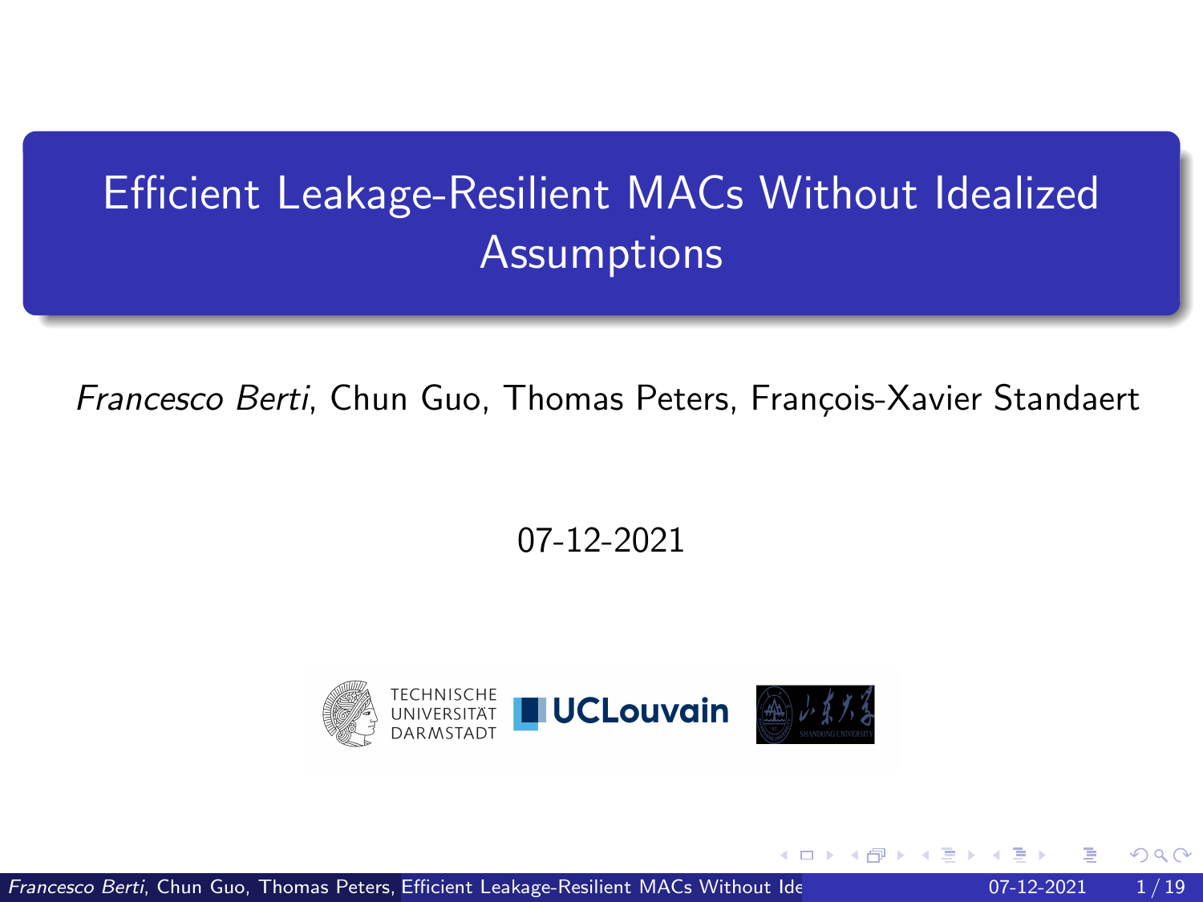# Efficient Leakage-Resilient MACs Without Idealized Assumptions

*Francesco Berti*, Chun Guo, Thomas Peters, François-Xavier Standaert

07-12-2021

TECHNISCHE UNIVERSITÄT DARMSTADT

UCLouvain

SHANDONG UNIVERSITY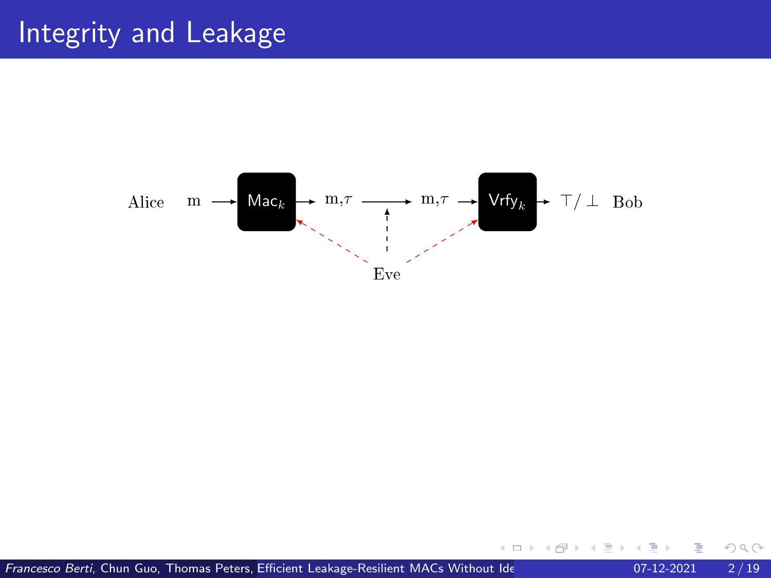# Integrity and Leakage

Alice m → $\mathsf{Mac}_k$ → m,$\tau$ → m,$\tau$ → $\mathsf{Vrfy}_k$ → $\top / \perp$ Bob

Eve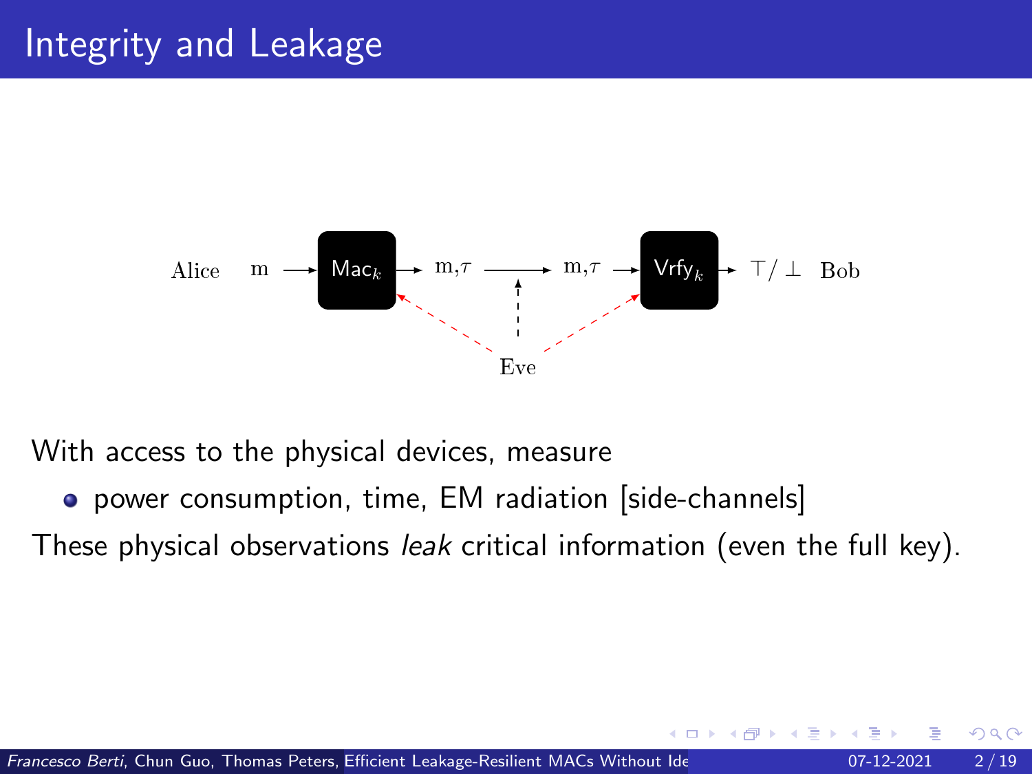# Integrity and Leakage

Alice m → $\mathsf{Mac}_k$ → m,$\tau$ → m,$\tau$ → $\mathsf{Vrfy}_k$ → $\top / \bot$ Bob

Eve

With access to the physical devices, measure

- power consumption, time, EM radiation [side-channels]

These physical observations *leak* critical information (even the full key).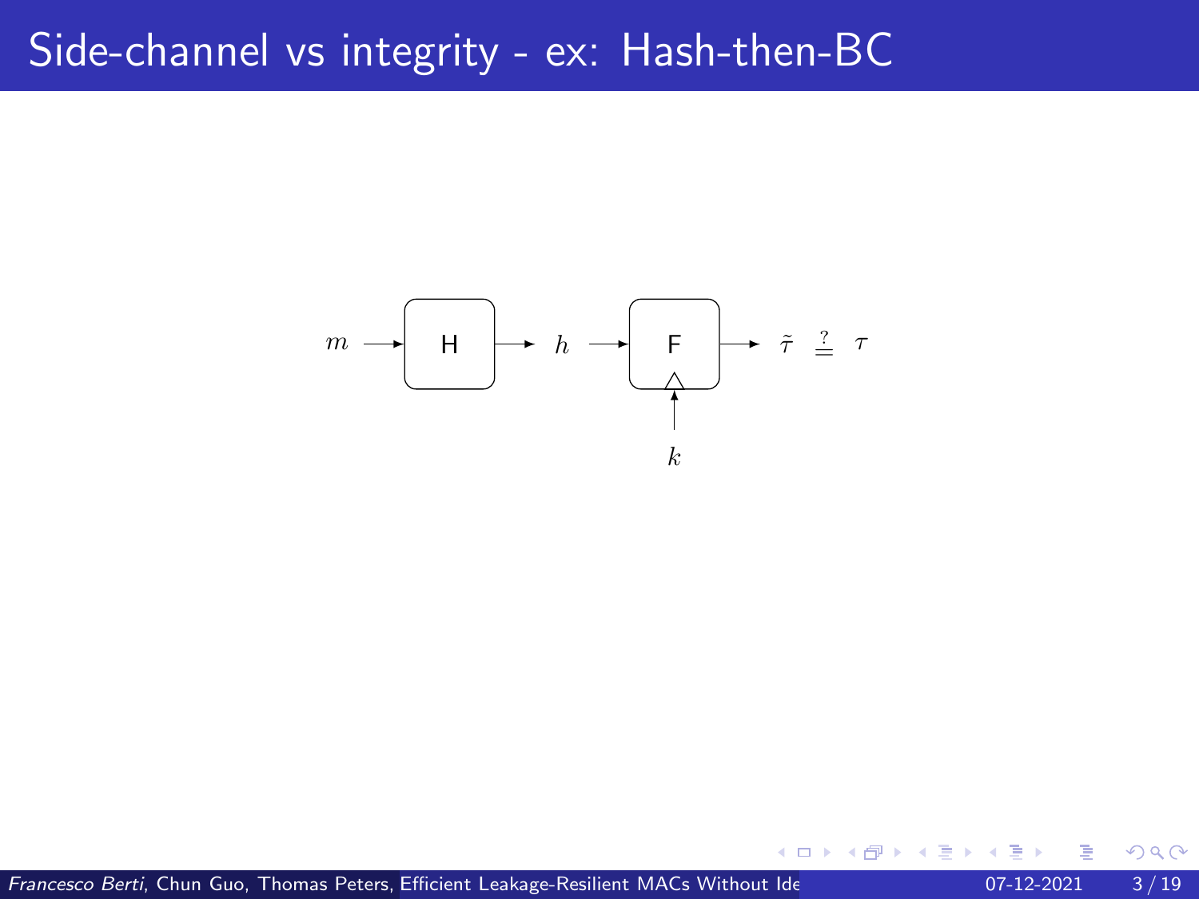# Side-channel vs integrity - ex: Hash-then-BC

$m \rightarrow$ H $\rightarrow h \rightarrow$ F $\rightarrow \tilde{\tau} \stackrel{?}{=} \tau$

$k$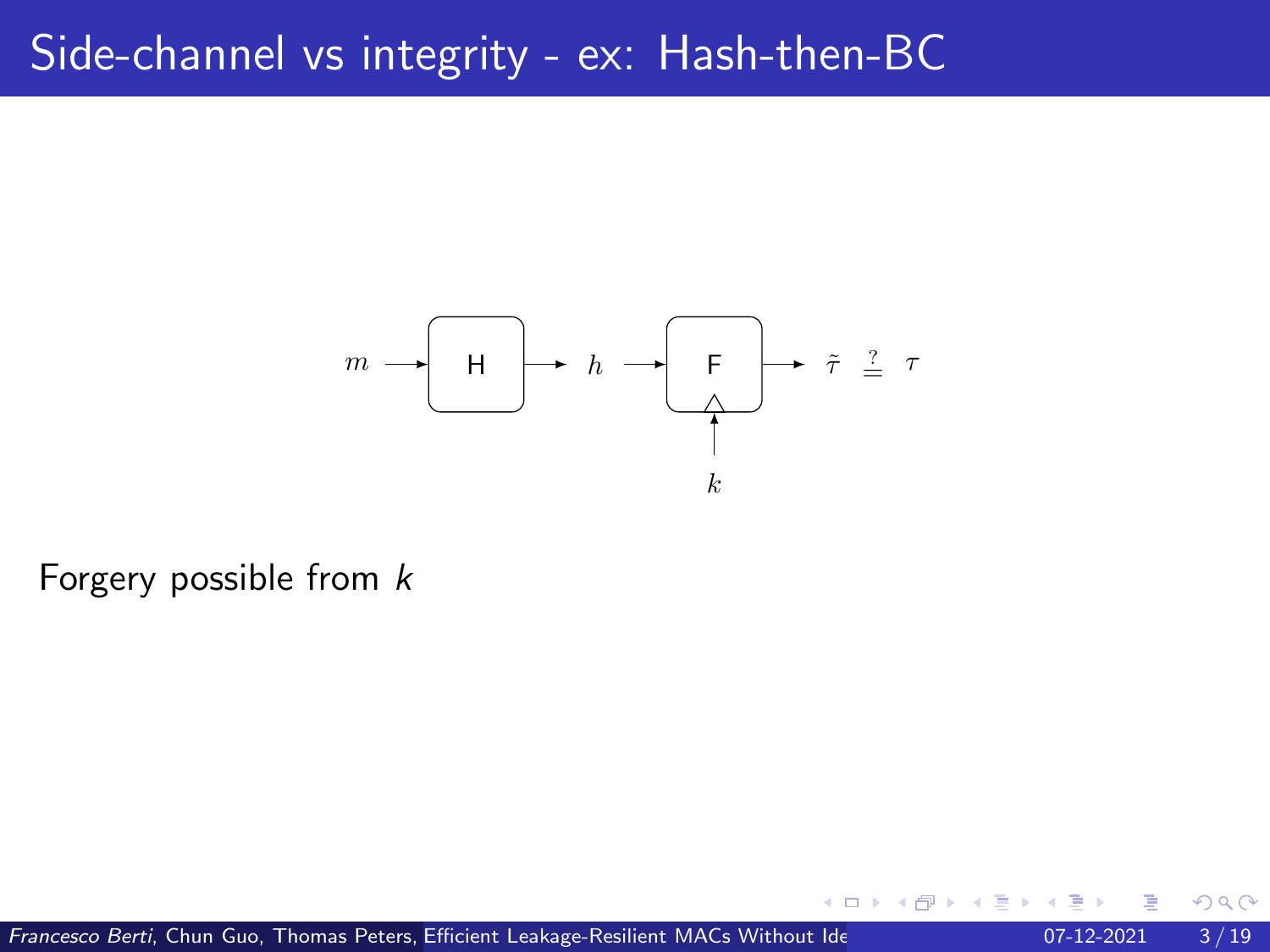# Side-channel vs integrity - ex: Hash-then-BC

$m \rightarrow$ H $\rightarrow h \rightarrow$ F $\rightarrow \tilde{\tau} \stackrel{?}{=} \tau$

$k$

Forgery possible from $k$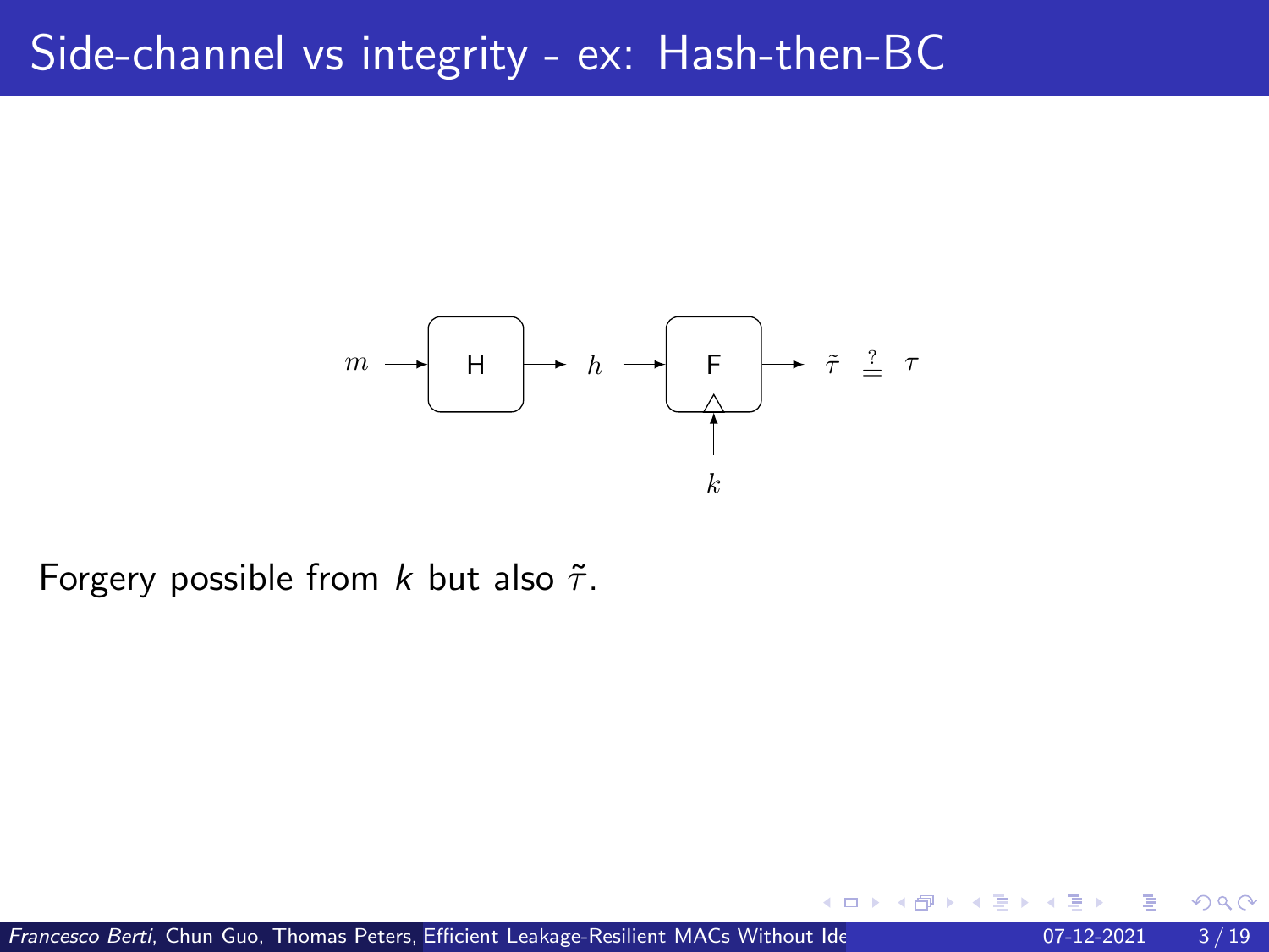# Side-channel vs integrity - ex: Hash-then-BC

$m \rightarrow$ H $\rightarrow h \rightarrow$ F $\rightarrow \tilde{\tau} \stackrel{?}{=} \tau$

$k$

Forgery possible from $k$ but also $\tilde{\tau}$.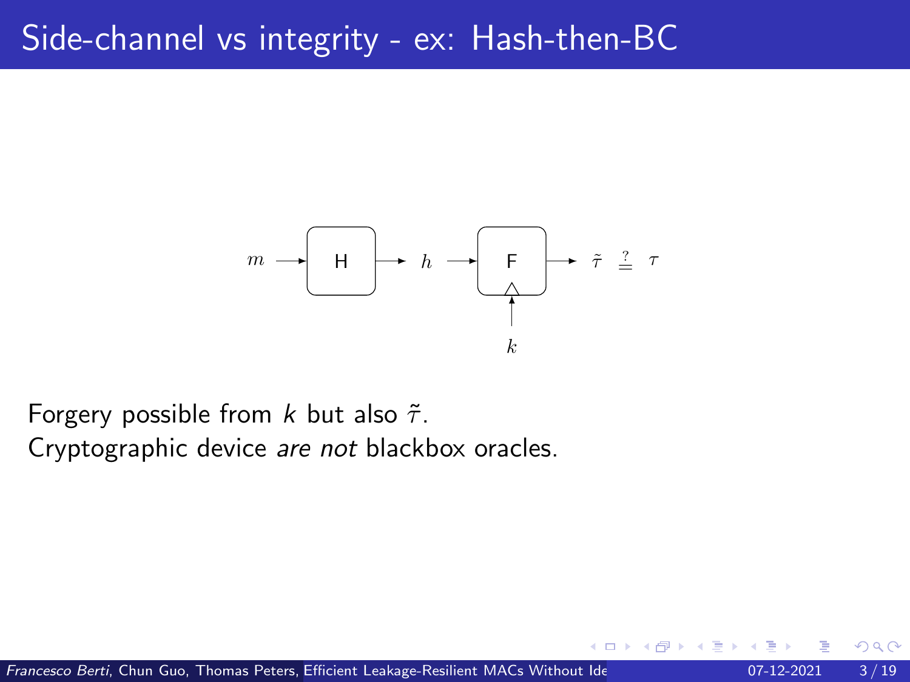# Side-channel vs integrity - ex: Hash-then-BC

$m \rightarrow$ H $\rightarrow h \rightarrow$ F $\rightarrow \tilde{\tau} \stackrel{?}{=} \tau$

$k$

Forgery possible from $k$ but also $\tilde{\tau}$.
Cryptographic device *are not* blackbox oracles.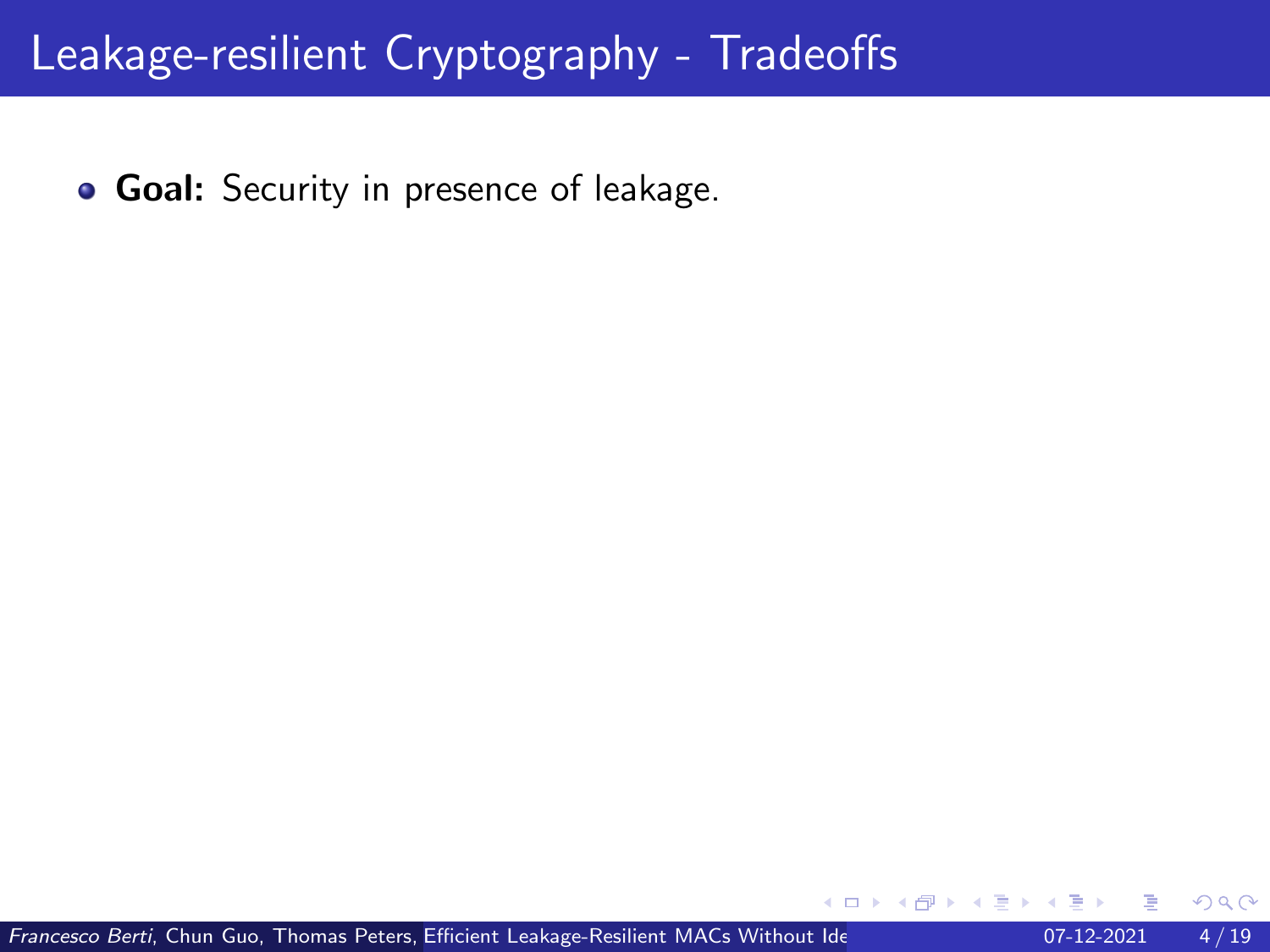# Leakage-resilient Cryptography - Tradeoffs

- **Goal:** Security in presence of leakage.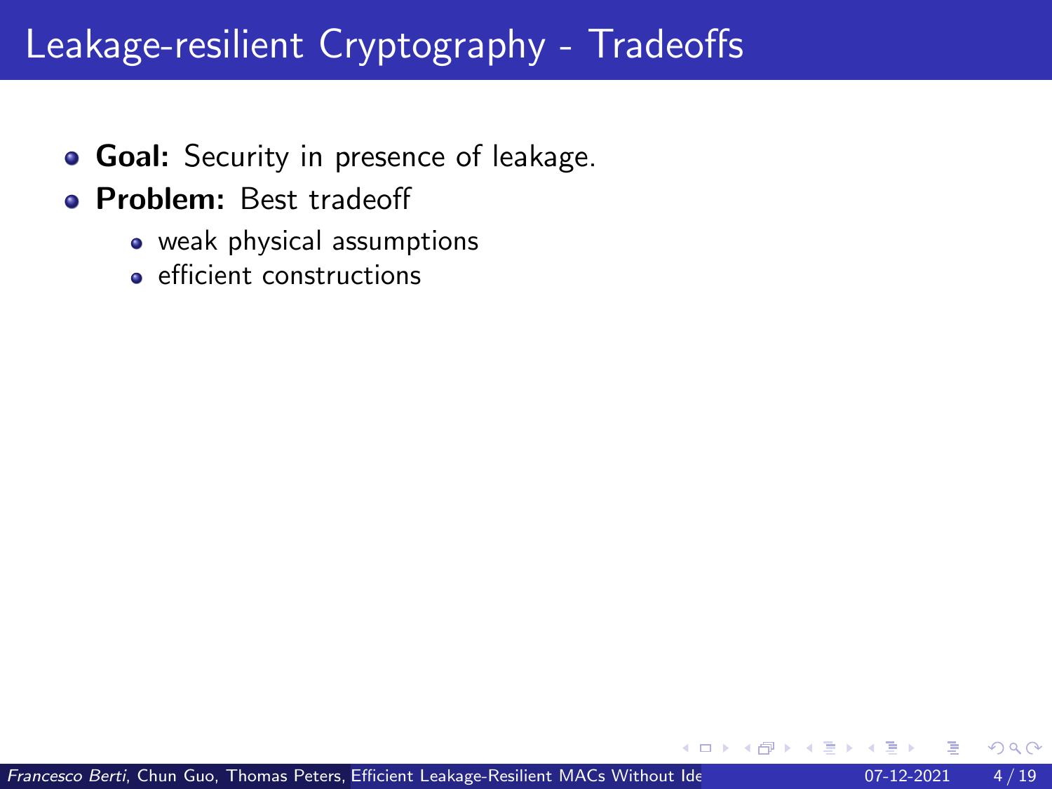# Leakage-resilient Cryptography - Tradeoffs

- **Goal:** Security in presence of leakage.
- **Problem:** Best tradeoff
  - weak physical assumptions
  - efficient constructions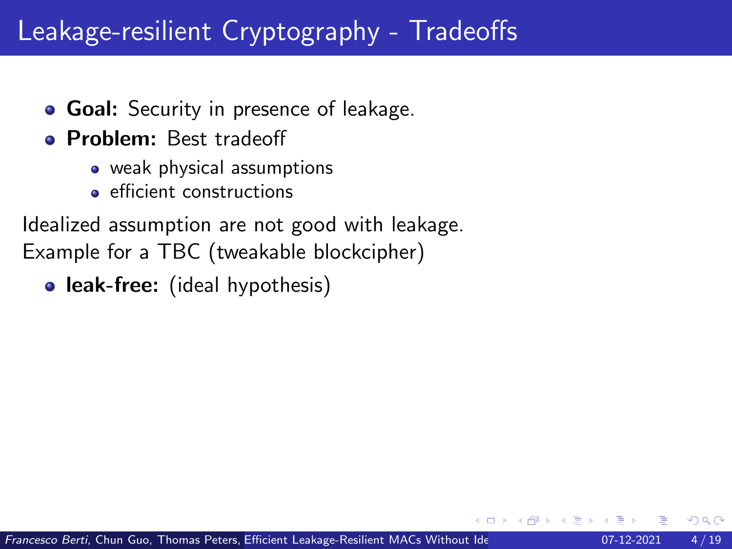# Leakage-resilient Cryptography - Tradeoffs

- **Goal:** Security in presence of leakage.
- **Problem:** Best tradeoff
  - weak physical assumptions
  - efficient constructions

Idealized assumption are not good with leakage.
Example for a TBC (tweakable blockcipher)

- **leak-free:** (ideal hypothesis)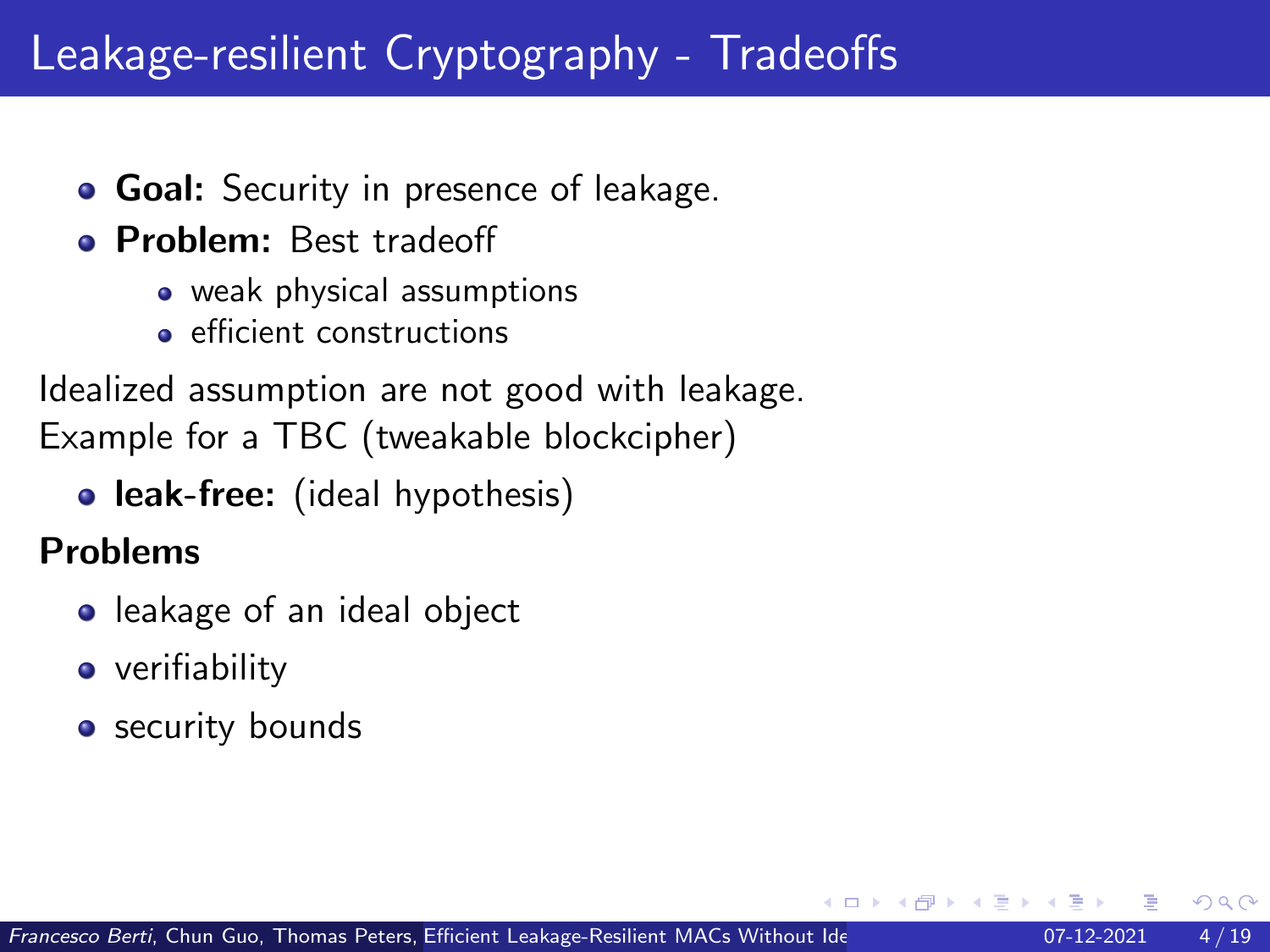# Leakage-resilient Cryptography - Tradeoffs

- **Goal:** Security in presence of leakage.
- **Problem:** Best tradeoff
  - weak physical assumptions
  - efficient constructions

Idealized assumption are not good with leakage.
Example for a TBC (tweakable blockcipher)

- **leak-free:** (ideal hypothesis)

**Problems**

- leakage of an ideal object
- verifiability
- security bounds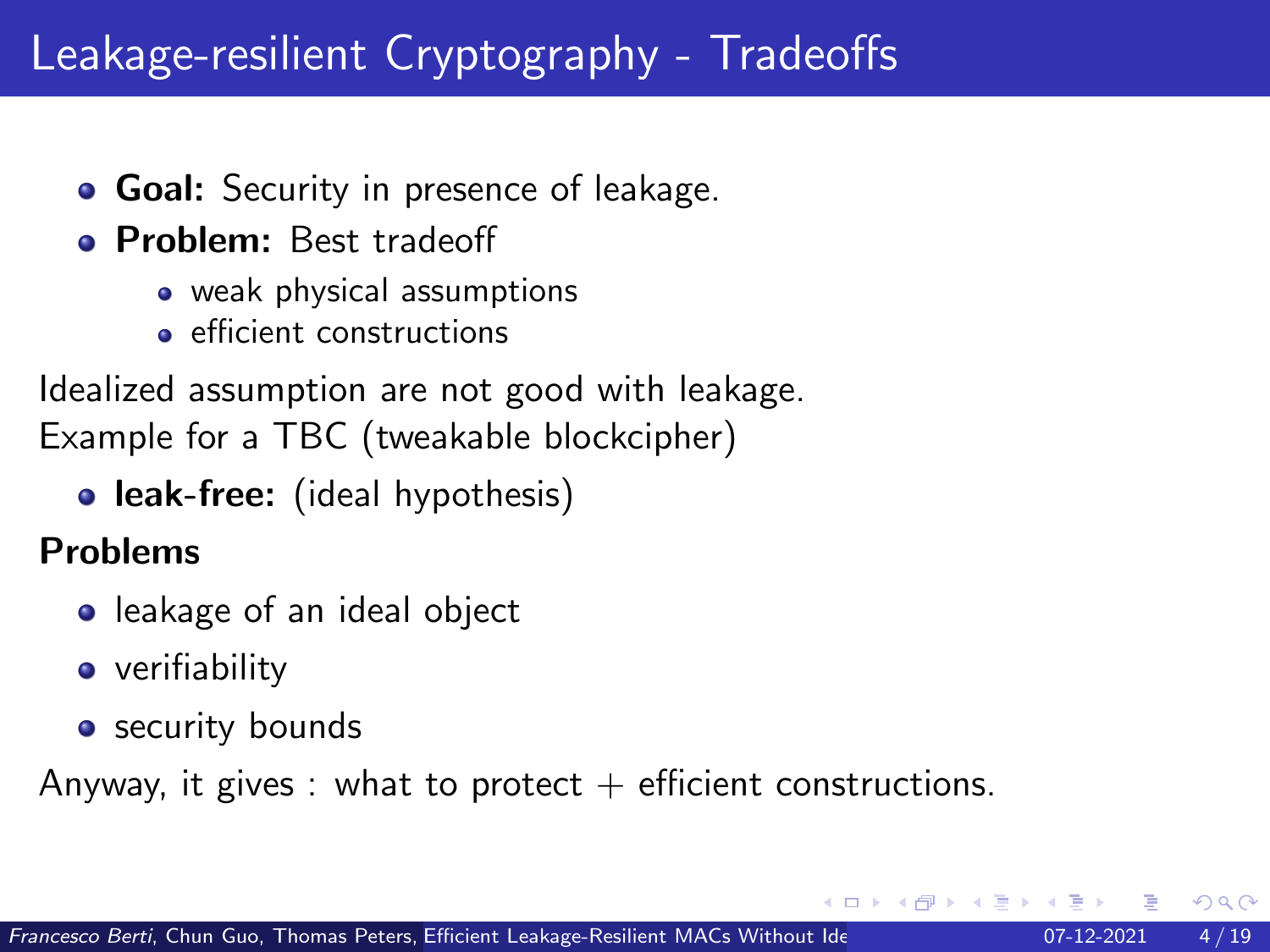# Leakage-resilient Cryptography - Tradeoffs

- **Goal:** Security in presence of leakage.
- **Problem:** Best tradeoff
  - weak physical assumptions
  - efficient constructions

Idealized assumption are not good with leakage.
Example for a TBC (tweakable blockcipher)

- **leak-free:** (ideal hypothesis)

**Problems**

- leakage of an ideal object
- verifiability
- security bounds

Anyway, it gives : what to protect + efficient constructions.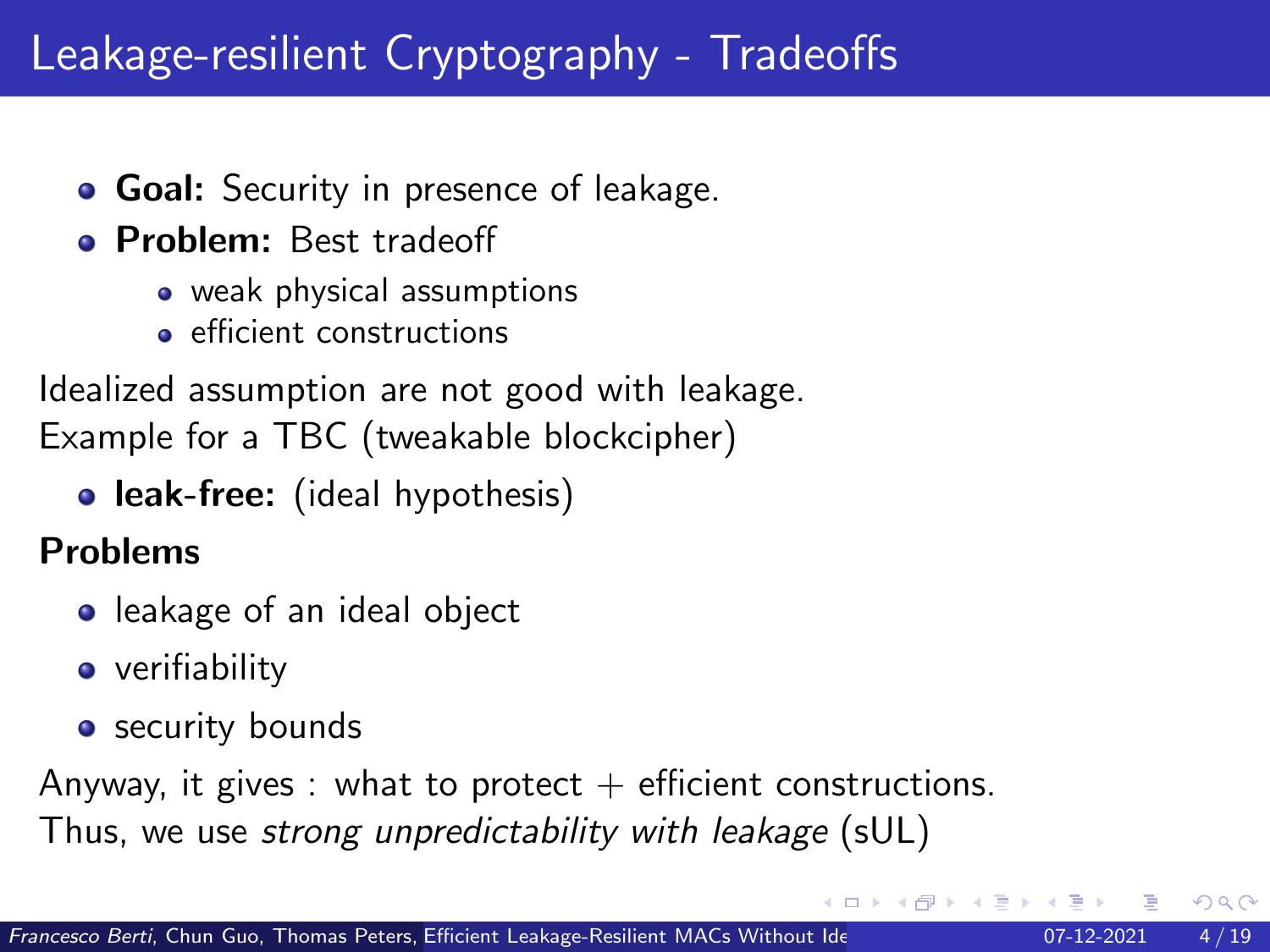# Leakage-resilient Cryptography - Tradeoffs

- **Goal:** Security in presence of leakage.
- **Problem:** Best tradeoff
  - weak physical assumptions
  - efficient constructions

Idealized assumption are not good with leakage.
Example for a TBC (tweakable blockcipher)

- **leak-free:** (ideal hypothesis)

**Problems**

- leakage of an ideal object
- verifiability
- security bounds

Anyway, it gives : what to protect + efficient constructions.
Thus, we use *strong unpredictability with leakage* (sUL)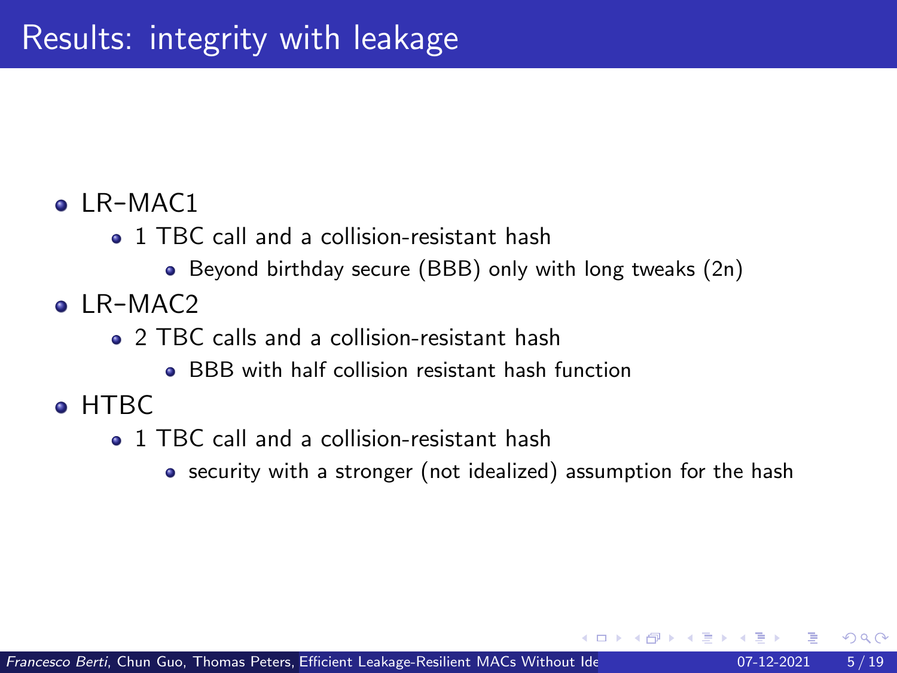# Results: integrity with leakage

- LR–MAC1
  - 1 TBC call and a collision-resistant hash
    - Beyond birthday secure (BBB) only with long tweaks (2n)
- LR–MAC2
  - 2 TBC calls and a collision-resistant hash
    - BBB with half collision resistant hash function
- HTBC
  - 1 TBC call and a collision-resistant hash
    - security with a stronger (not idealized) assumption for the hash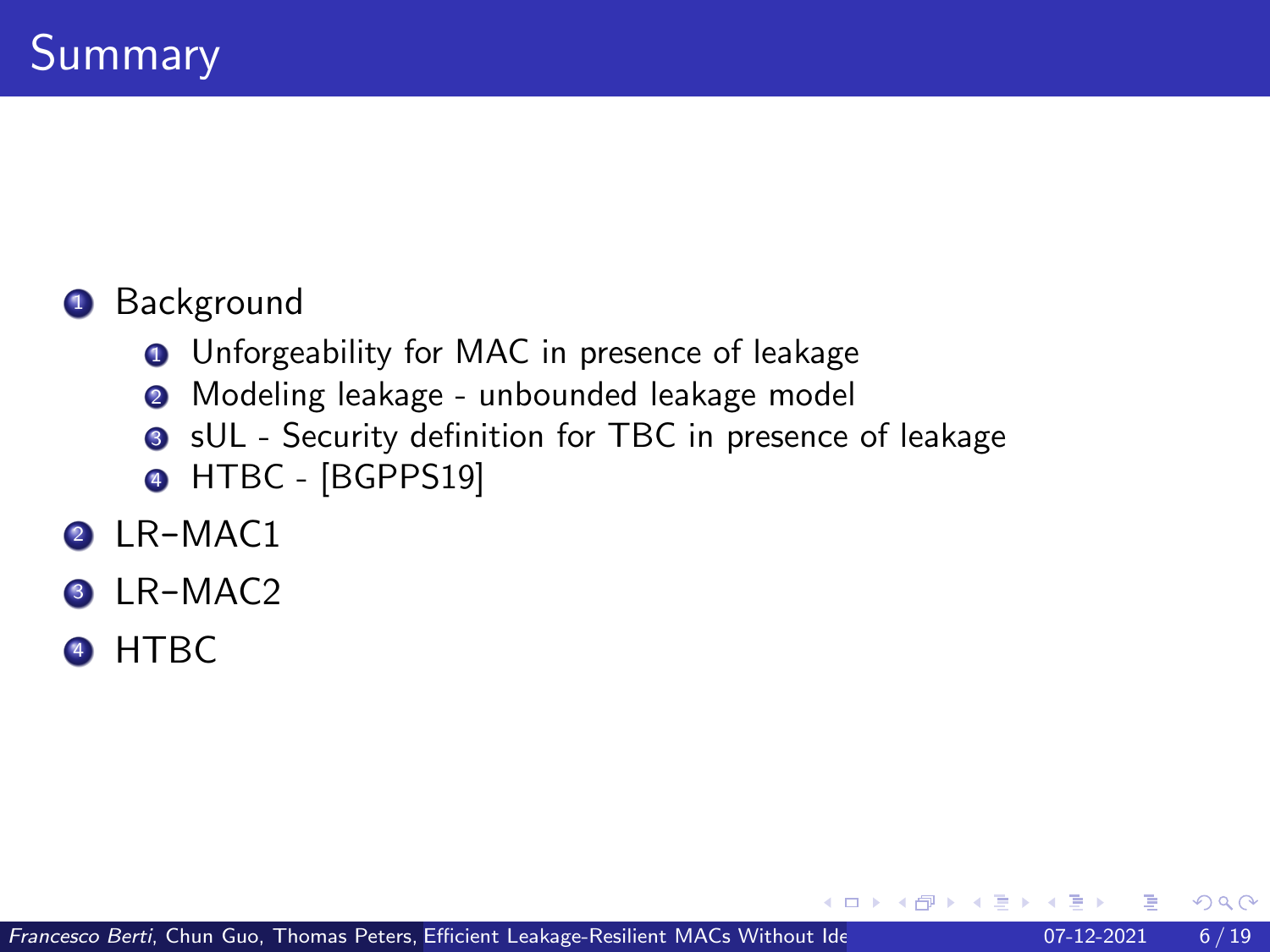# Summary

1. Background
   1. Unforgeability for MAC in presence of leakage
   2. Modeling leakage - unbounded leakage model
   3. sUL - Security definition for TBC in presence of leakage
   4. HTBC - [BGPPS19]
2. LR–MAC1
3. LR–MAC2
4. HTBC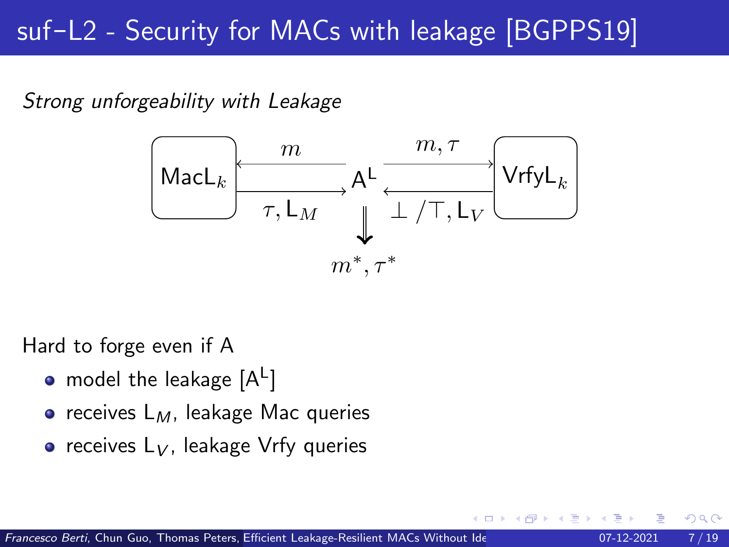# suf−L2 - Security for MACs with leakage [BGPPS19]

*Strong unforgeability with Leakage*

$\mathsf{MacL}_k$ ← $m$ — $\mathsf{A}^{\mathsf{L}}$ — $m, \tau$ → $\mathsf{VrfyL}_k$

$\mathsf{MacL}_k$ → $\tau, \mathsf{L}_M$ — $\mathsf{A}^{\mathsf{L}}$ — $\bot / \top, \mathsf{L}_V$ ← $\mathsf{VrfyL}_k$

$\mathsf{A}^{\mathsf{L}} \Downarrow m^*, \tau^*$

Hard to forge even if A

- model the leakage [$\mathsf{A}^{\mathsf{L}}$]
- receives $\mathsf{L}_M$, leakage Mac queries
- receives $\mathsf{L}_V$, leakage Vrfy queries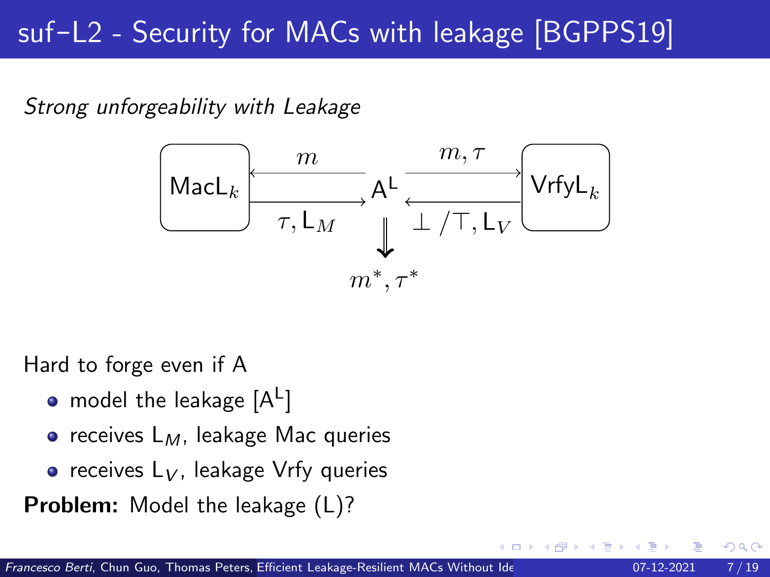# suf−L2 - Security for MACs with leakage [BGPPS19]

*Strong unforgeability with Leakage*

$\mathsf{MacL}_k$ ⟵ $m$ — $\mathsf{A}^{\mathsf{L}}$ — $m, \tau$ ⟶ $\mathsf{VrfyL}_k$

$\mathsf{MacL}_k$ ⟶ $\tau, \mathsf{L}_M$ — $\mathsf{A}^{\mathsf{L}}$ — $\perp / \top, \mathsf{L}_V$ ⟵ $\mathsf{VrfyL}_k$

$\mathsf{A}^{\mathsf{L}} \Downarrow m^*, \tau^*$

Hard to forge even if A

- model the leakage [$\mathsf{A}^{\mathsf{L}}$]
- receives $\mathsf{L}_M$, leakage Mac queries
- receives $\mathsf{L}_V$, leakage Vrfy queries

**Problem:** Model the leakage (L)?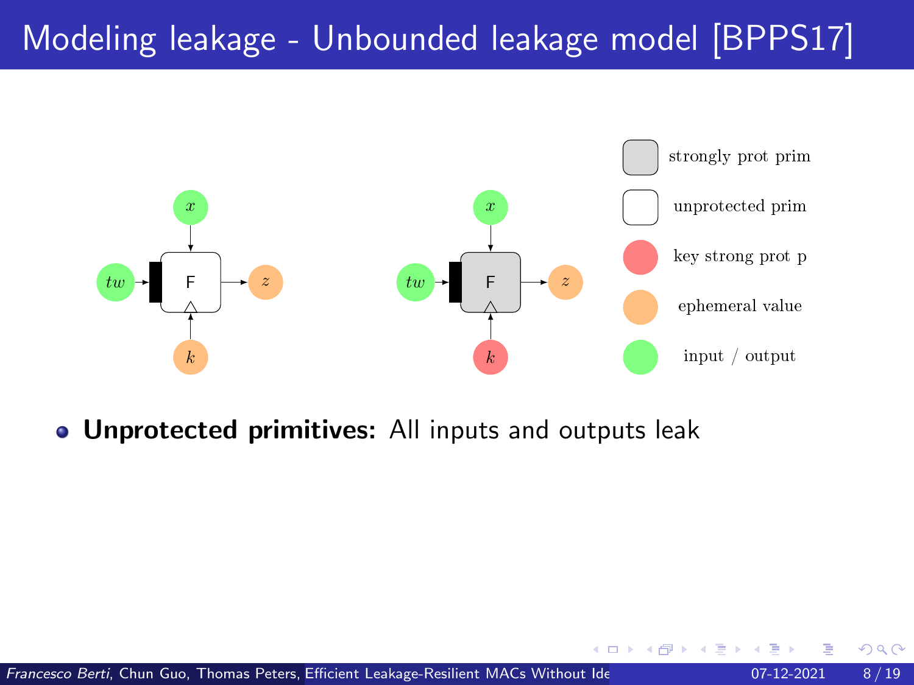# Modeling leakage - Unbounded leakage model [BPPS17]

| | |
|---|---|
| (gray box) | strongly prot prim |
| (white box) | unprotected prim |
| (red circle) | key strong prot p |
| (orange circle) | ephemeral value |
| (green circle) | input / output |

- **Unprotected primitives:** All inputs and outputs leak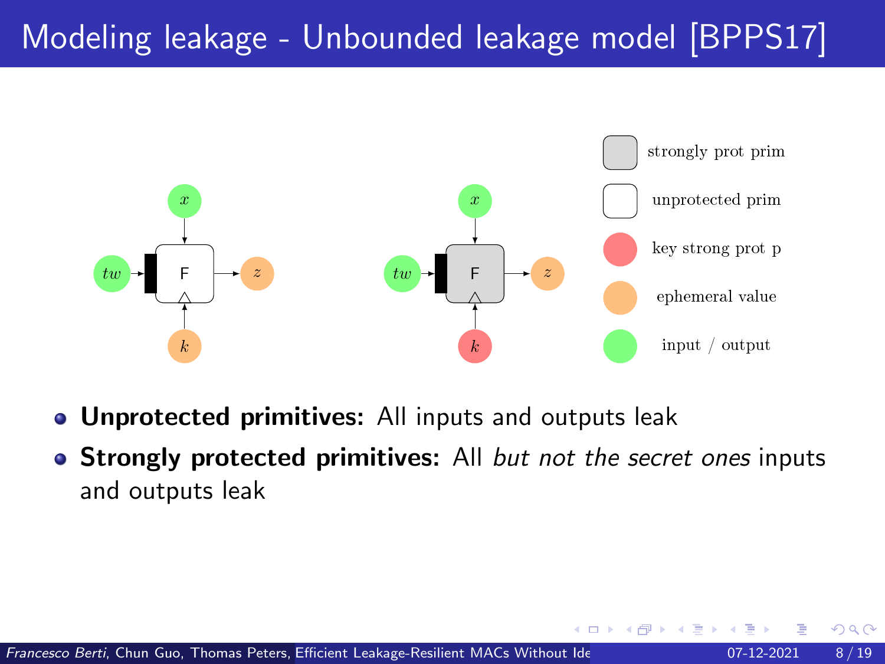# Modeling leakage - Unbounded leakage model [BPPS17]

- **Unprotected primitives:** All inputs and outputs leak
- **Strongly protected primitives:** All *but not the secret ones* inputs and outputs leak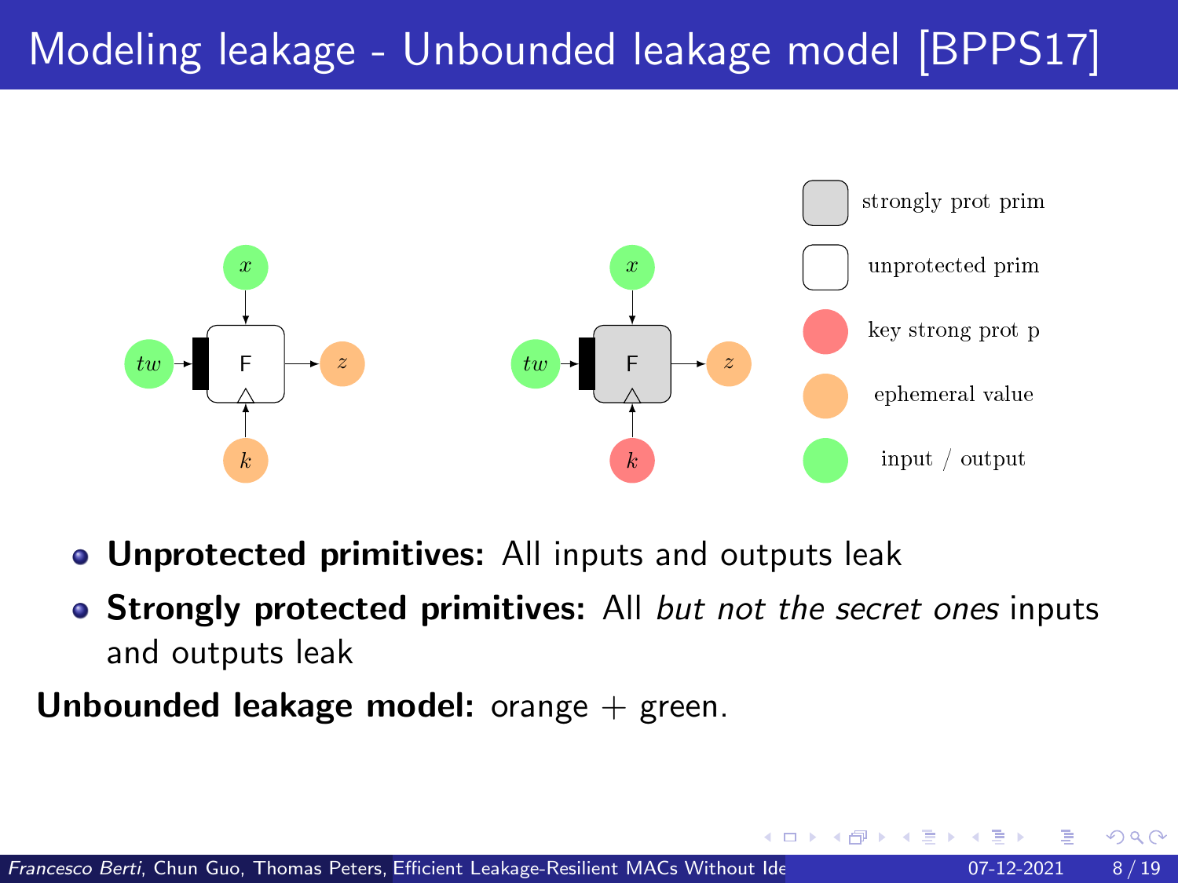# Modeling leakage - Unbounded leakage model [BPPS17]

- **Unprotected primitives:** All inputs and outputs leak
- **Strongly protected primitives:** All *but not the secret ones* inputs and outputs leak

**Unbounded leakage model:** orange + green.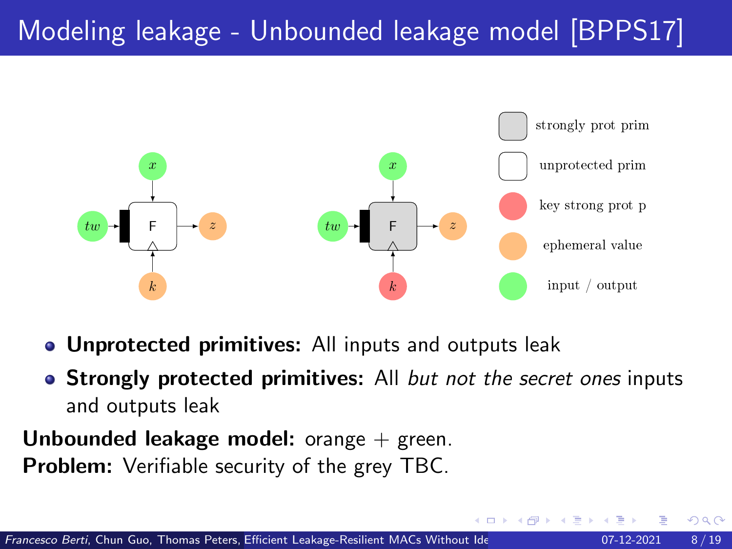# Modeling leakage - Unbounded leakage model [BPPS17]

- **Unprotected primitives:** All inputs and outputs leak
- **Strongly protected primitives:** All *but not the secret ones* inputs and outputs leak

**Unbounded leakage model:** orange + green.
**Problem:** Verifiable security of the grey TBC.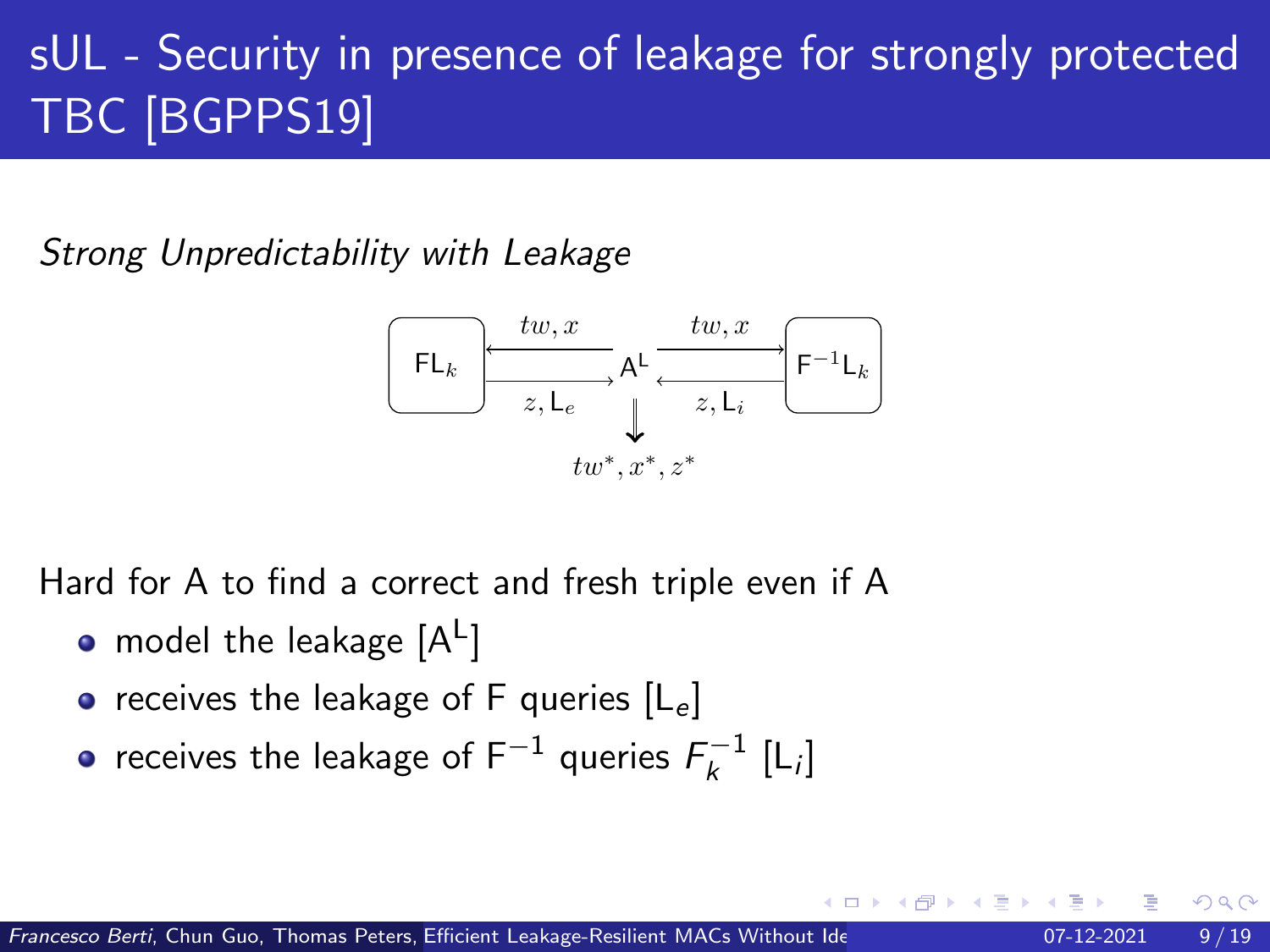# sUL - Security in presence of leakage for strongly protected TBC [BGPPS19]

*Strong Unpredictability with Leakage*

$FL_k$ ← $tw, x$ — $A^L$ — $tw, x$ → $F^{-1}L_k$

$FL_k$ → $z, L_e$ → $A^L$ ← $z, L_i$ ← $F^{-1}L_k$

$A^L \Downarrow tw^*, x^*, z^*$

Hard for A to find a correct and fresh triple even if A

- model the leakage [$A^L$]
- receives the leakage of F queries [$L_e$]
- receives the leakage of $F^{-1}$ queries $F_k^{-1}$ [$L_i$]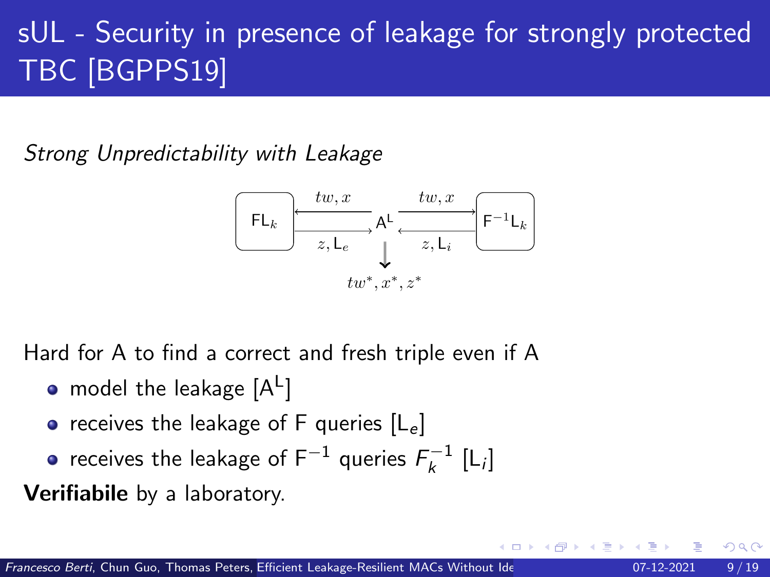# sUL - Security in presence of leakage for strongly protected TBC [BGPPS19]

*Strong Unpredictability with Leakage*

Hard for A to find a correct and fresh triple even if A

- model the leakage [$\mathsf{A}^{\mathsf{L}}$]
- receives the leakage of F queries [$\mathsf{L}_e$]
- receives the leakage of $\mathsf{F}^{-1}$ queries $F_k^{-1}$ [$\mathsf{L}_i$]

**Verifiabile** by a laboratory.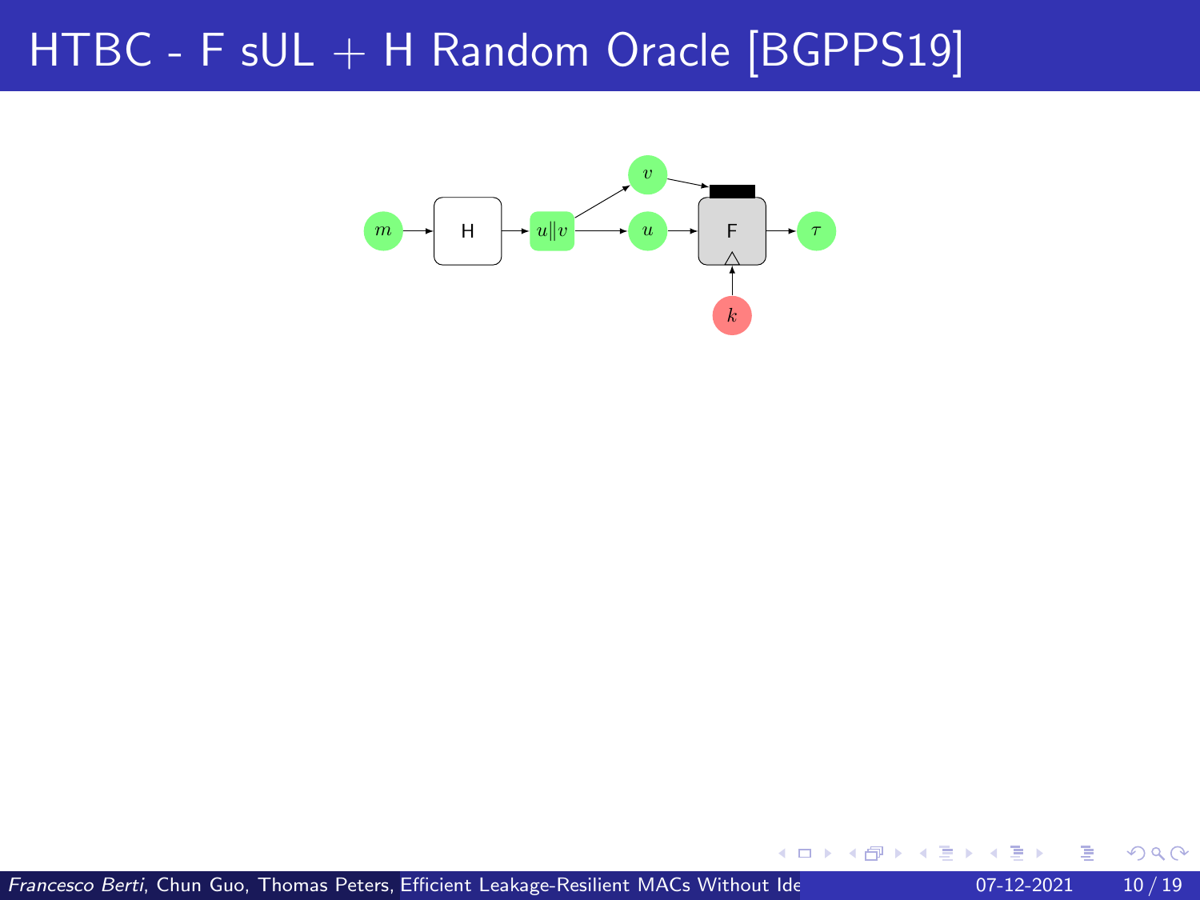# HTBC - F sUL + H Random Oracle [BGPPS19]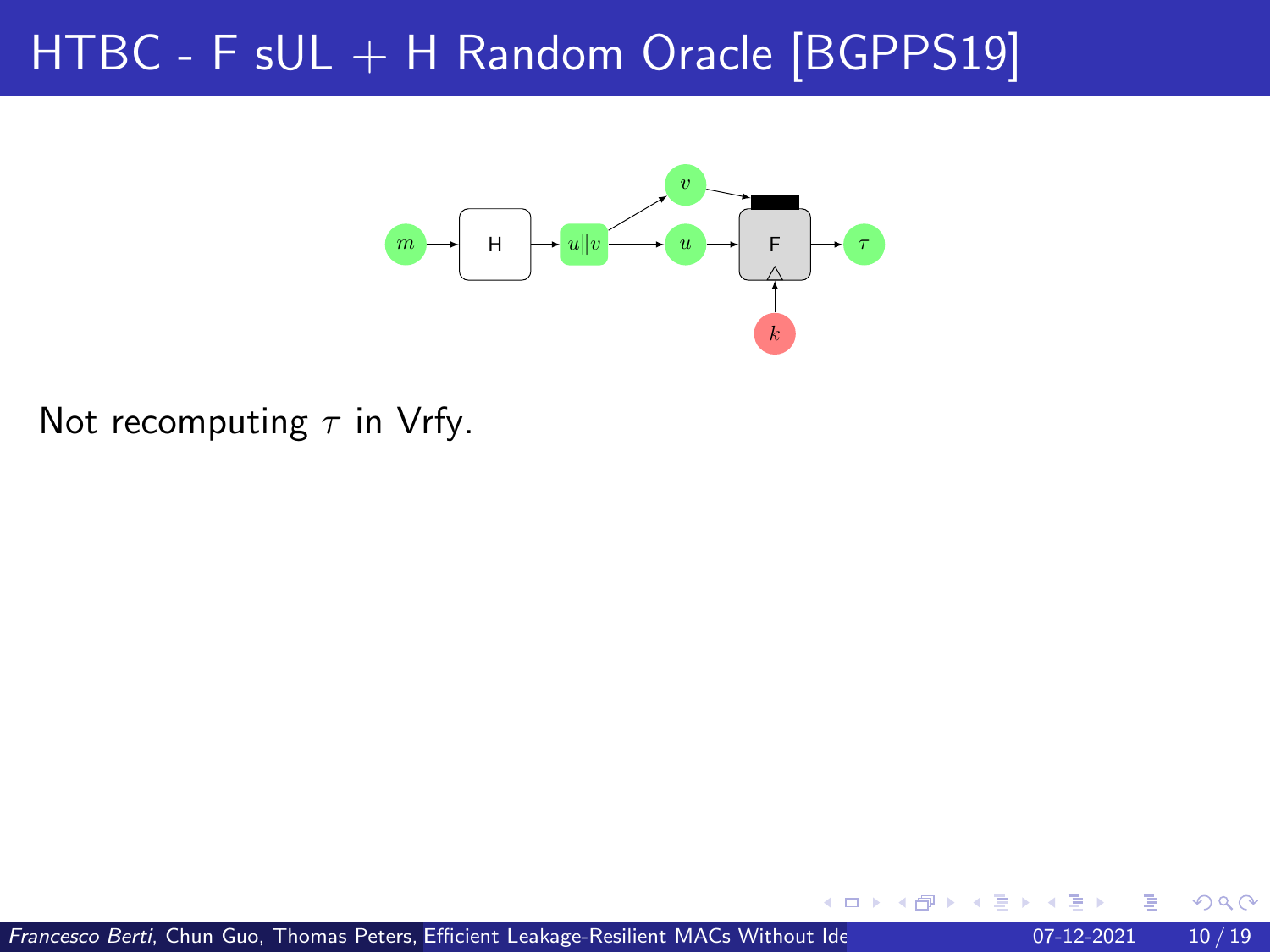# HTBC - F sUL + H Random Oracle [BGPPS19]

Not recomputing $\tau$ in Vrfy.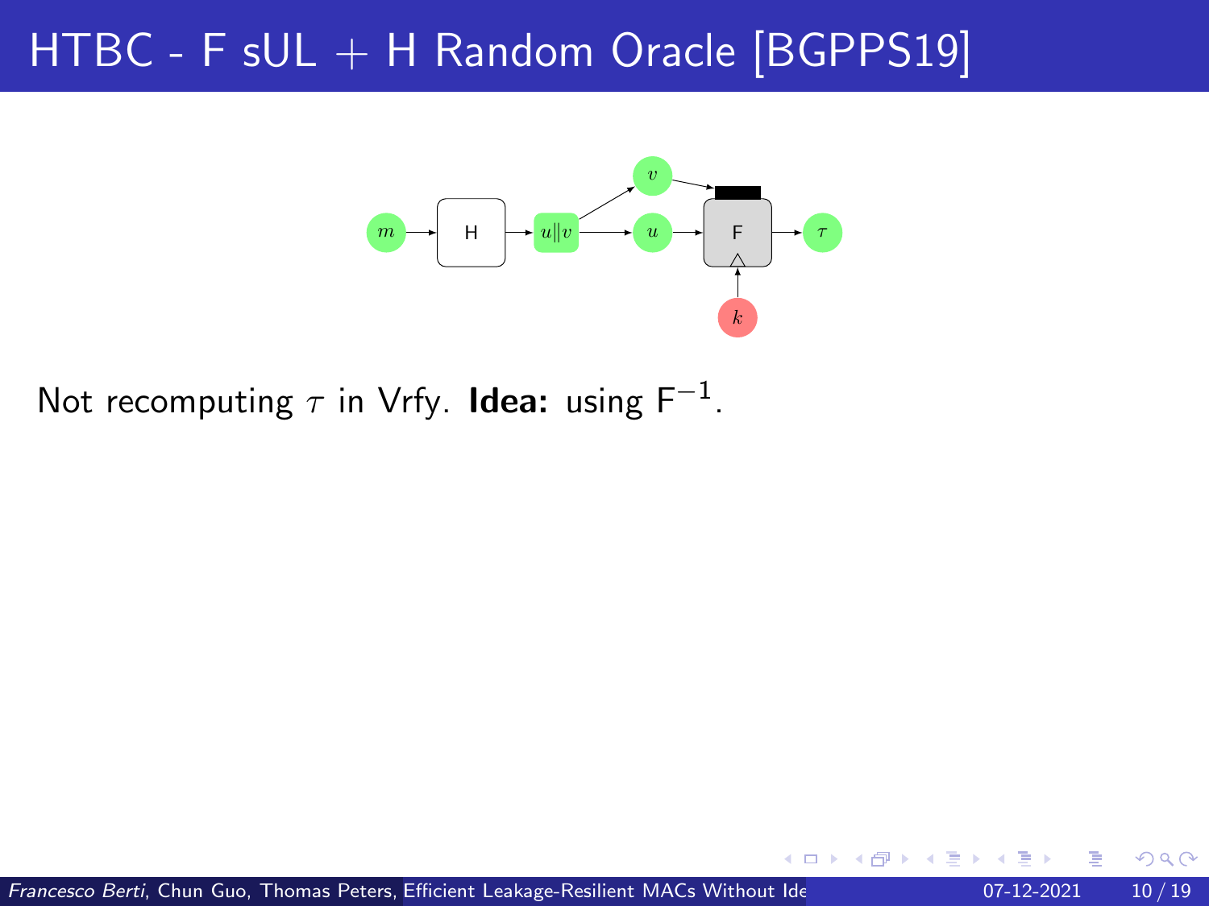# HTBC - F sUL + H Random Oracle [BGPPS19]

Not recomputing $\tau$ in Vrfy. **Idea:** using $\mathsf{F}^{-1}$.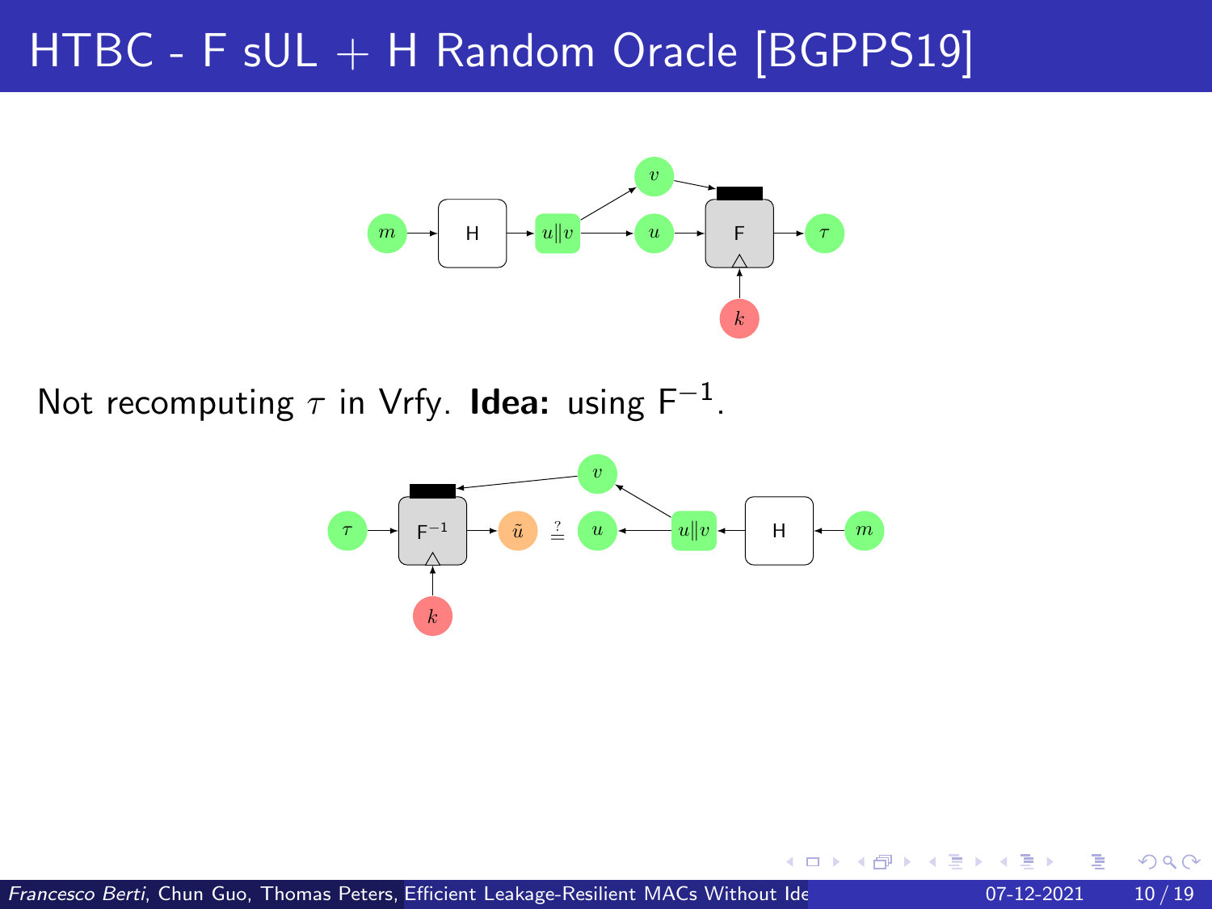# HTBC - F sUL + H Random Oracle [BGPPS19]

Not recomputing $\tau$ in Vrfy. **Idea:** using $\mathsf{F}^{-1}$.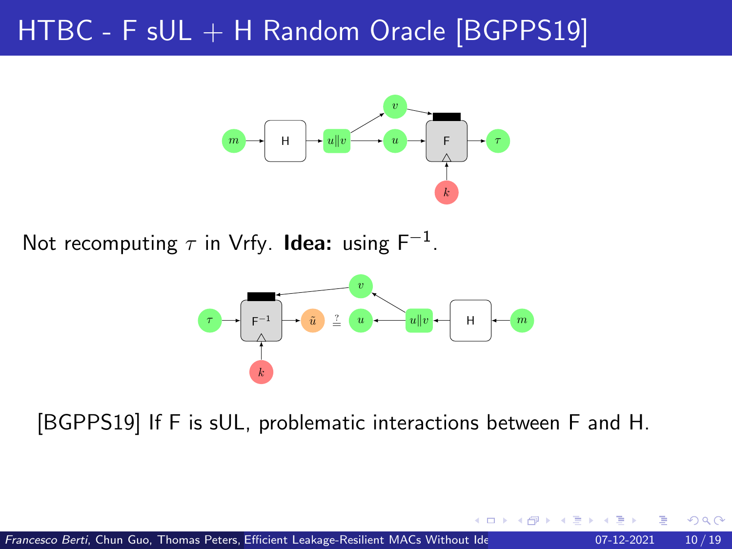# HTBC - F sUL + H Random Oracle [BGPPS19]

Not recomputing $\tau$ in Vrfy. **Idea:** using $\mathsf{F}^{-1}$.

[BGPPS19] If F is sUL, problematic interactions between F and H.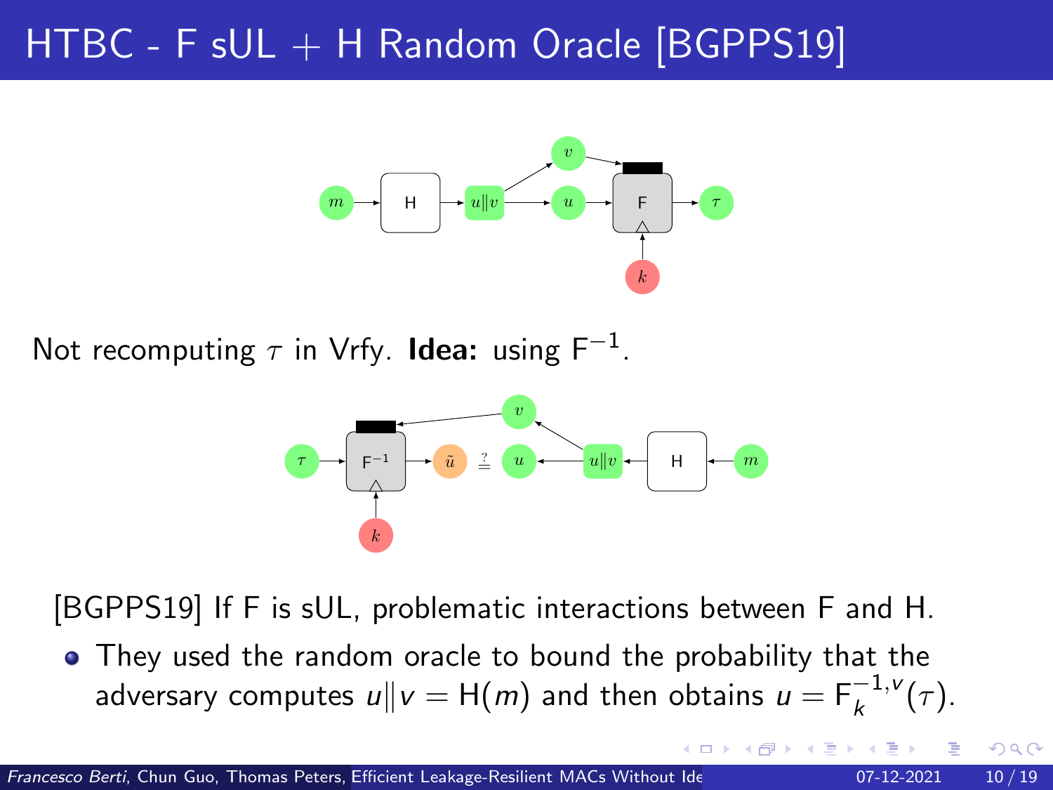# HTBC - F sUL + H Random Oracle [BGPPS19]

Not recomputing $\tau$ in Vrfy. **Idea:** using $\mathsf{F}^{-1}$.

[BGPPS19] If F is sUL, problematic interactions between F and H.

- They used the random oracle to bound the probability that the adversary computes $u\|v = \mathsf{H}(m)$ and then obtains $u = \mathsf{F}_k^{-1,v}(\tau)$.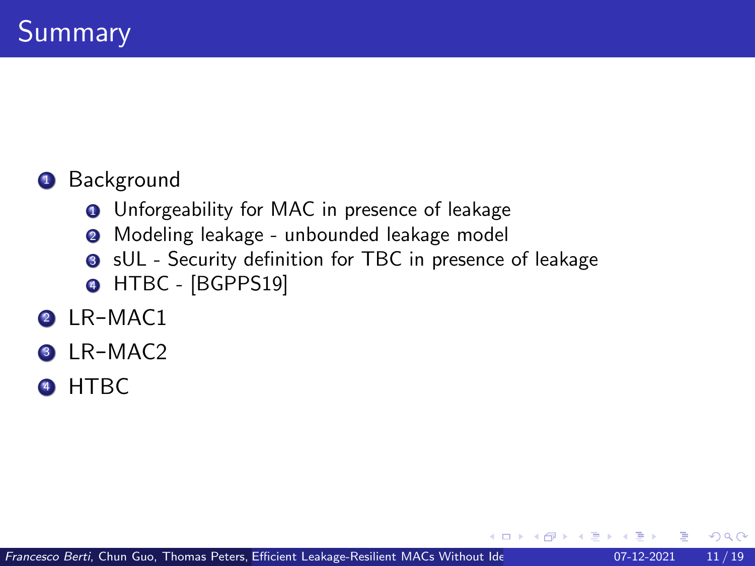# Summary

1. Background
    1. Unforgeability for MAC in presence of leakage
    2. Modeling leakage - unbounded leakage model
    3. sUL - Security definition for TBC in presence of leakage
    4. HTBC - [BGPPS19]
2. LR–MAC1
3. LR–MAC2
4. HTBC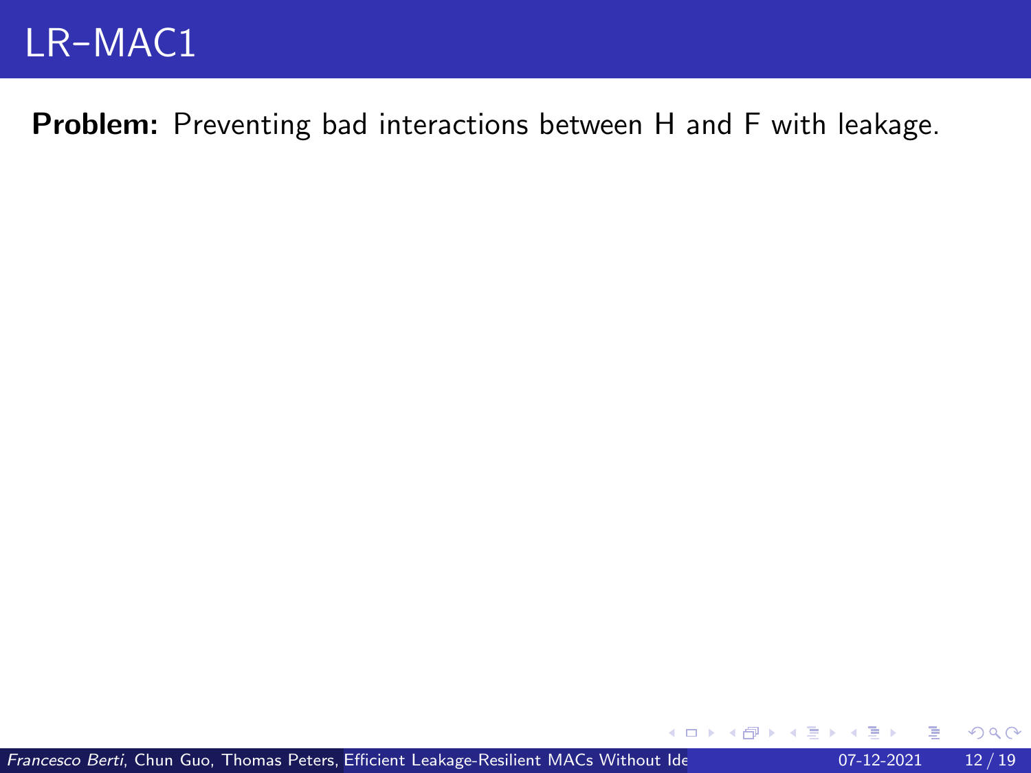# LR–MAC1

**Problem:** Preventing bad interactions between H and F with leakage.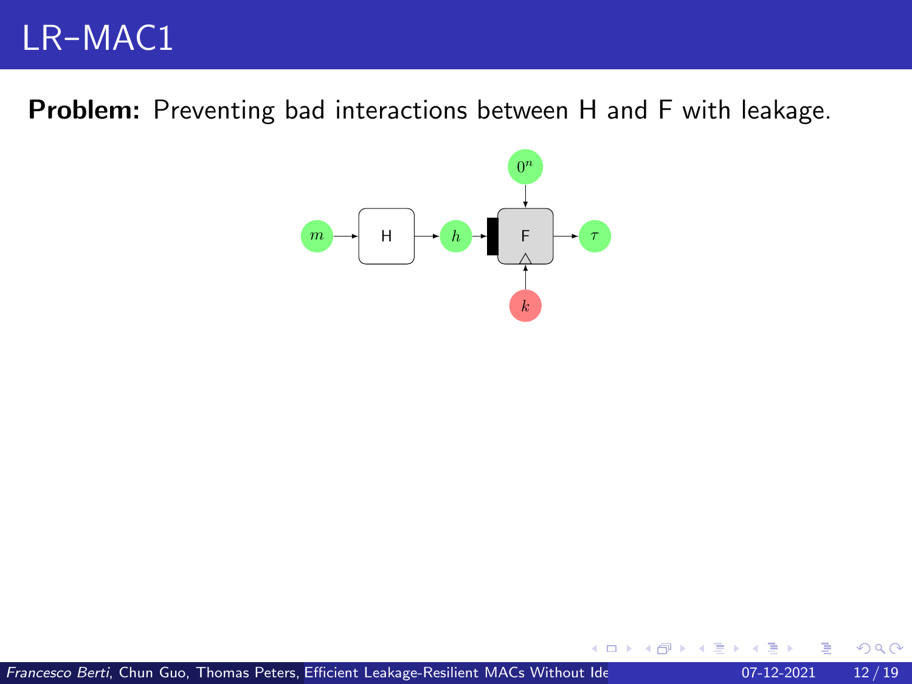# LR–MAC1

**Problem:** Preventing bad interactions between H and F with leakage.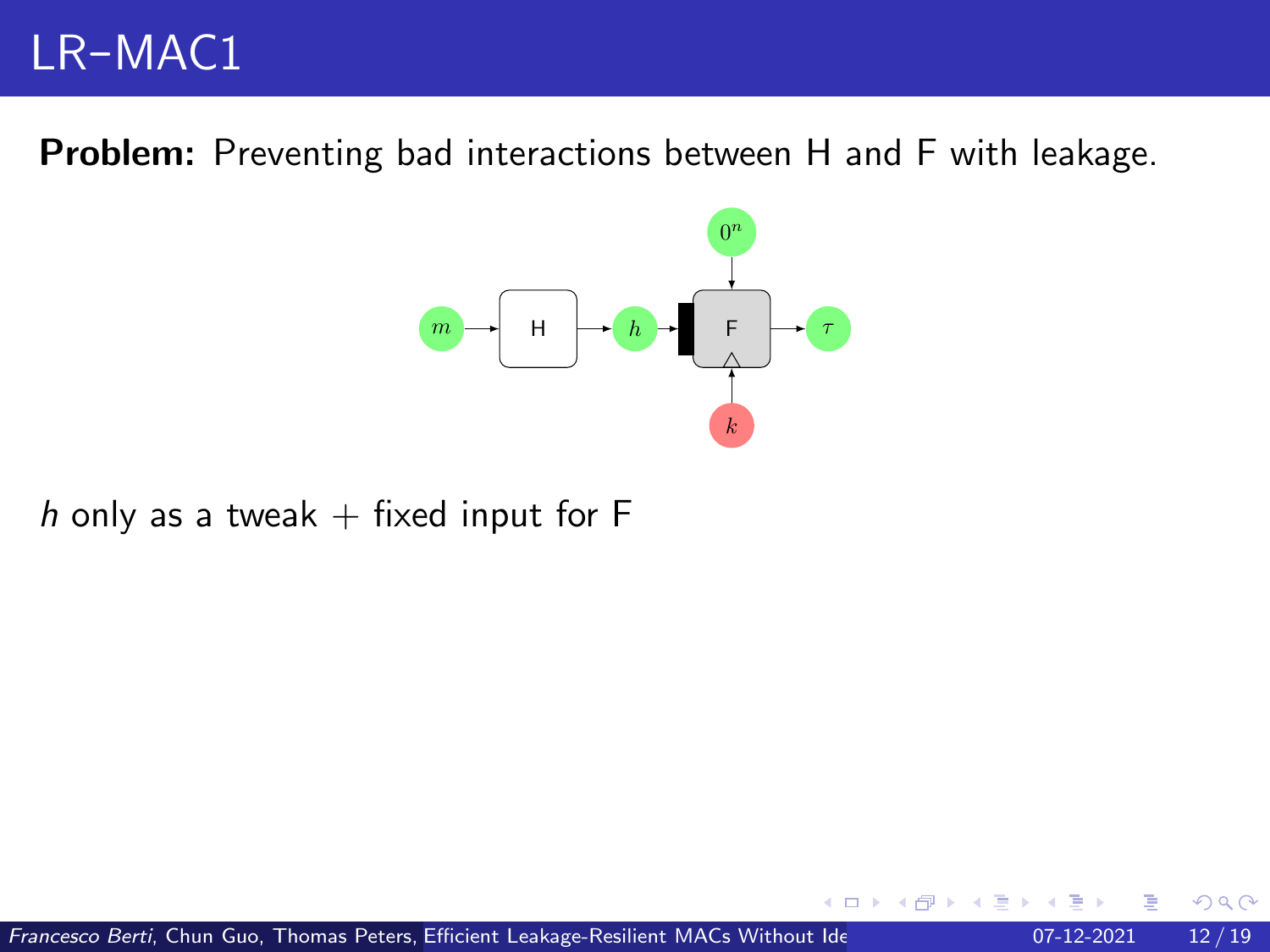# LR–MAC1

**Problem:** Preventing bad interactions between H and F with leakage.

*h* only as a tweak + fixed input for F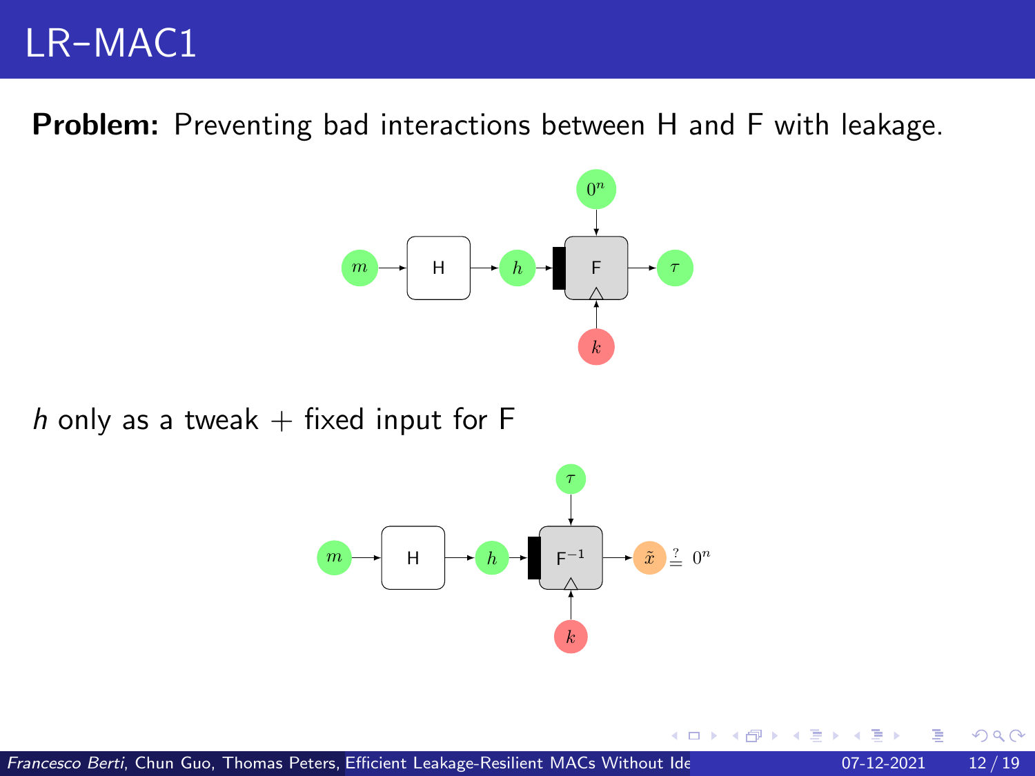# LR–MAC1

**Problem:** Preventing bad interactions between H and F with leakage.

$h$ only as a tweak + fixed input for F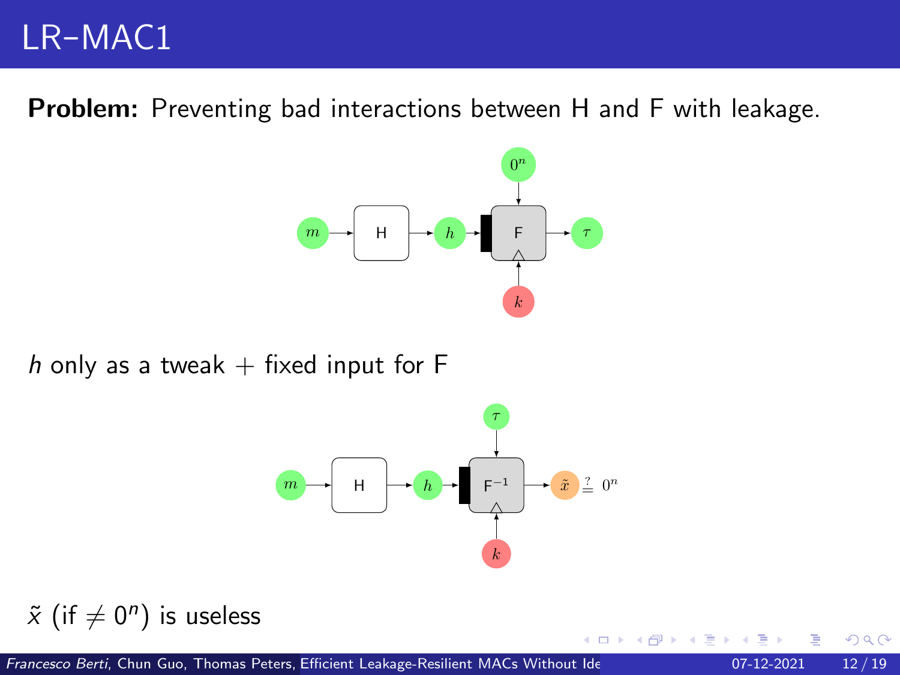# LR–MAC1

**Problem:** Preventing bad interactions between H and F with leakage.

$h$ only as a tweak + fixed input for F

$\tilde{x}$ (if $\neq 0^n$) is useless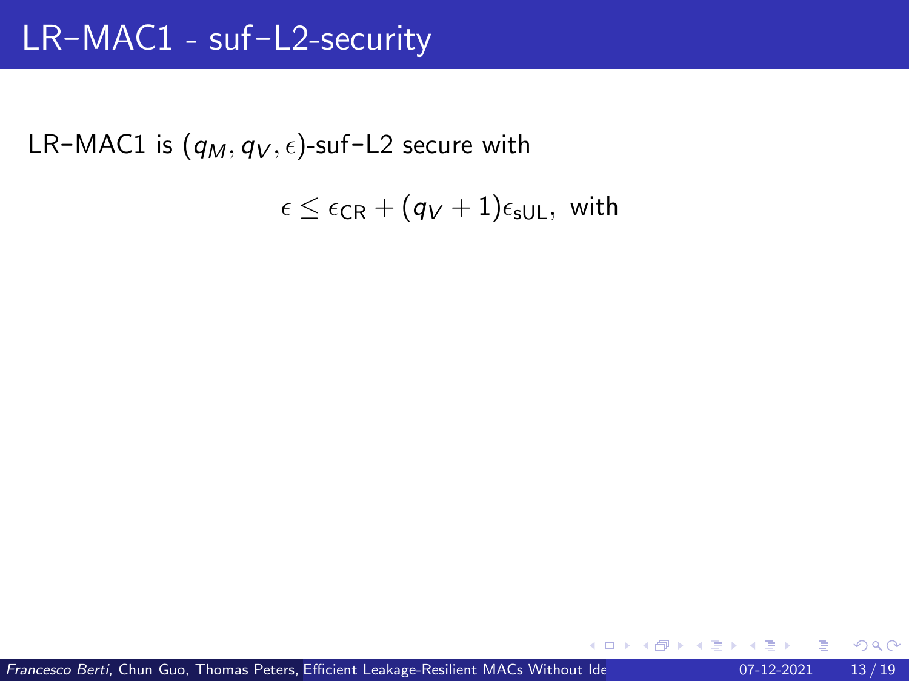# LR–MAC1 - suf–L2-security

LR–MAC1 is $(q_M, q_V, \epsilon)$-suf–L2 secure with

$$\epsilon \leq \epsilon_{\mathsf{CR}} + (q_V + 1)\epsilon_{\mathsf{sUL}}, \text{ with}$$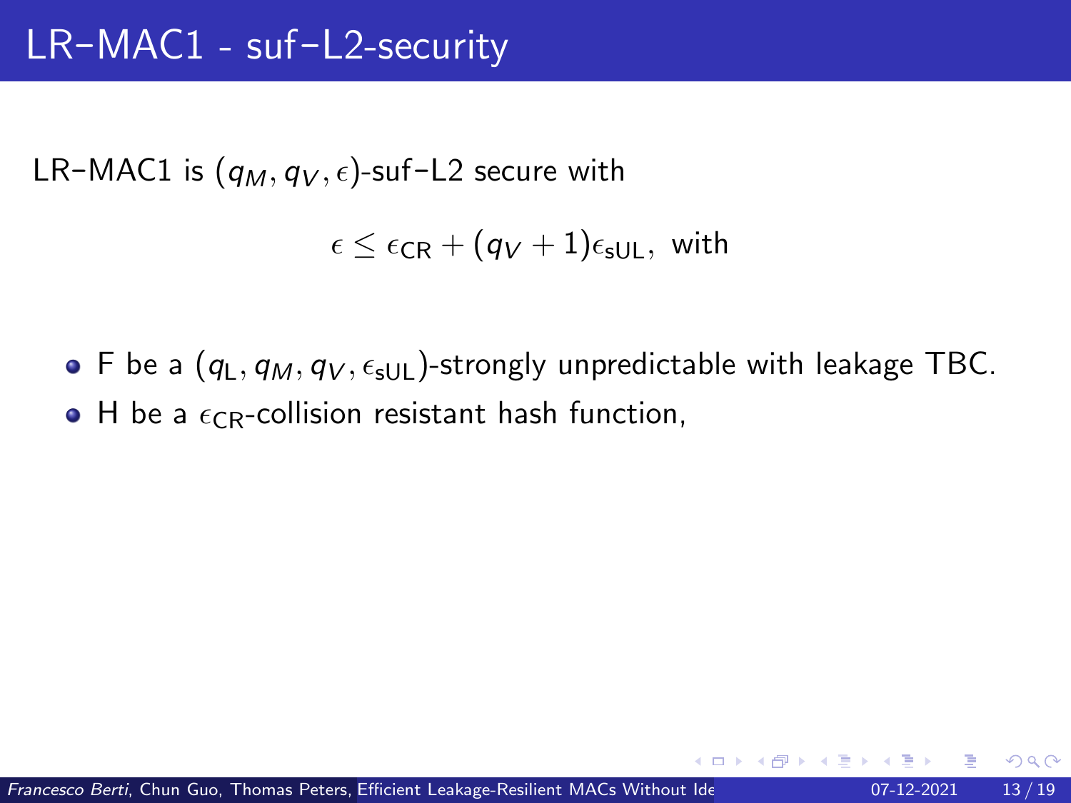# LR–MAC1 - suf–L2-security

LR–MAC1 is $(q_M, q_V, \epsilon)$-suf–L2 secure with

$$\epsilon \leq \epsilon_{\mathsf{CR}} + (q_V + 1)\epsilon_{\mathsf{sUL}}, \text{ with}$$

- F be a $(q_{\mathsf{L}}, q_M, q_V, \epsilon_{\mathsf{sUL}})$-strongly unpredictable with leakage TBC.
- H be a $\epsilon_{\mathsf{CR}}$-collision resistant hash function,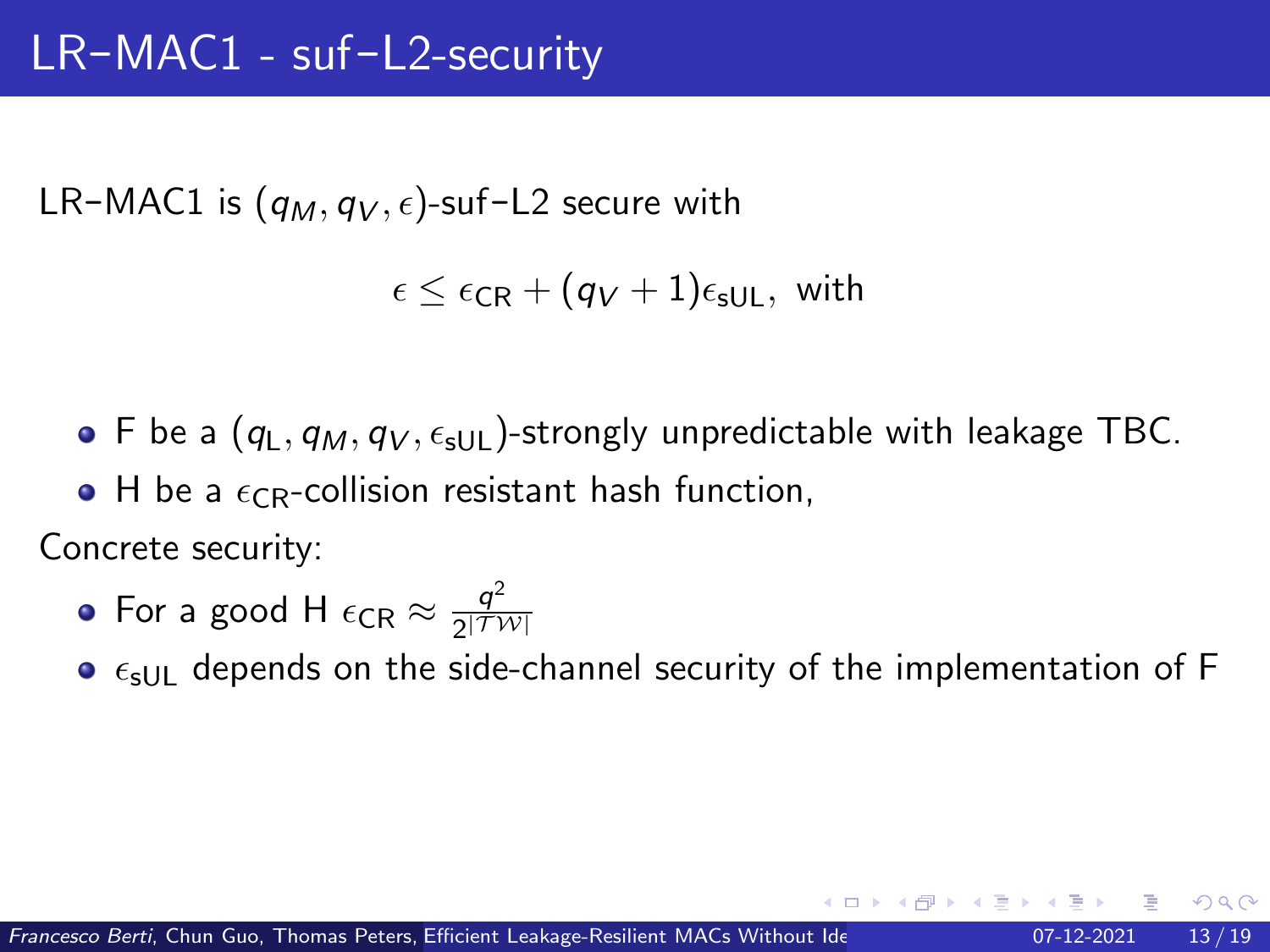# LR–MAC1 - suf–L2-security

LR–MAC1 is $(q_M, q_V, \epsilon)$-suf–L2 secure with

$$\epsilon \leq \epsilon_{\mathsf{CR}} + (q_V + 1)\epsilon_{\mathsf{sUL}}, \text{ with}$$

- F be a $(q_{\mathsf{L}}, q_M, q_V, \epsilon_{\mathsf{sUL}})$-strongly unpredictable with leakage TBC.
- H be a $\epsilon_{\mathsf{CR}}$-collision resistant hash function,

Concrete security:

- For a good H $\epsilon_{\mathsf{CR}} \approx \frac{q^2}{2^{|\mathcal{TW}|}}$
- $\epsilon_{\mathsf{sUL}}$ depends on the side-channel security of the implementation of F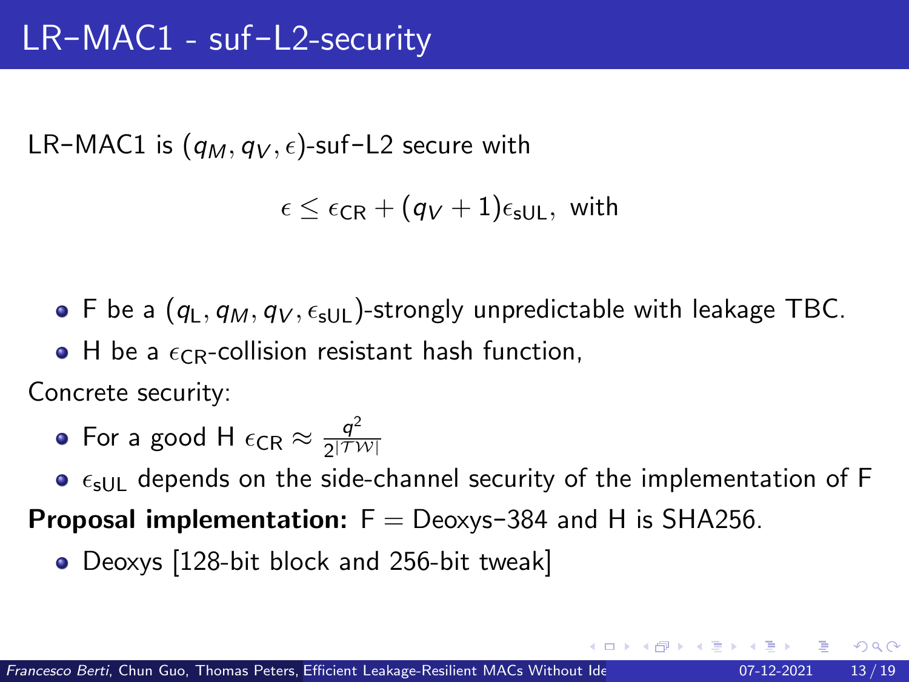# LR–MAC1 - suf–L2-security

LR–MAC1 is $(q_M, q_V, \epsilon)$-suf–L2 secure with

$$\epsilon \leq \epsilon_{\mathsf{CR}} + (q_V + 1)\epsilon_{\mathsf{sUL}}, \text{ with}$$

- F be a $(q_{\mathsf{L}}, q_M, q_V, \epsilon_{\mathsf{sUL}})$-strongly unpredictable with leakage TBC.
- H be a $\epsilon_{\mathsf{CR}}$-collision resistant hash function,

Concrete security:

- For a good H $\epsilon_{\mathsf{CR}} \approx \frac{q^2}{2^{|\mathcal{TW}|}}$
- $\epsilon_{\mathsf{sUL}}$ depends on the side-channel security of the implementation of F

**Proposal implementation:** F = Deoxys–384 and H is SHA256.

- Deoxys [128-bit block and 256-bit tweak]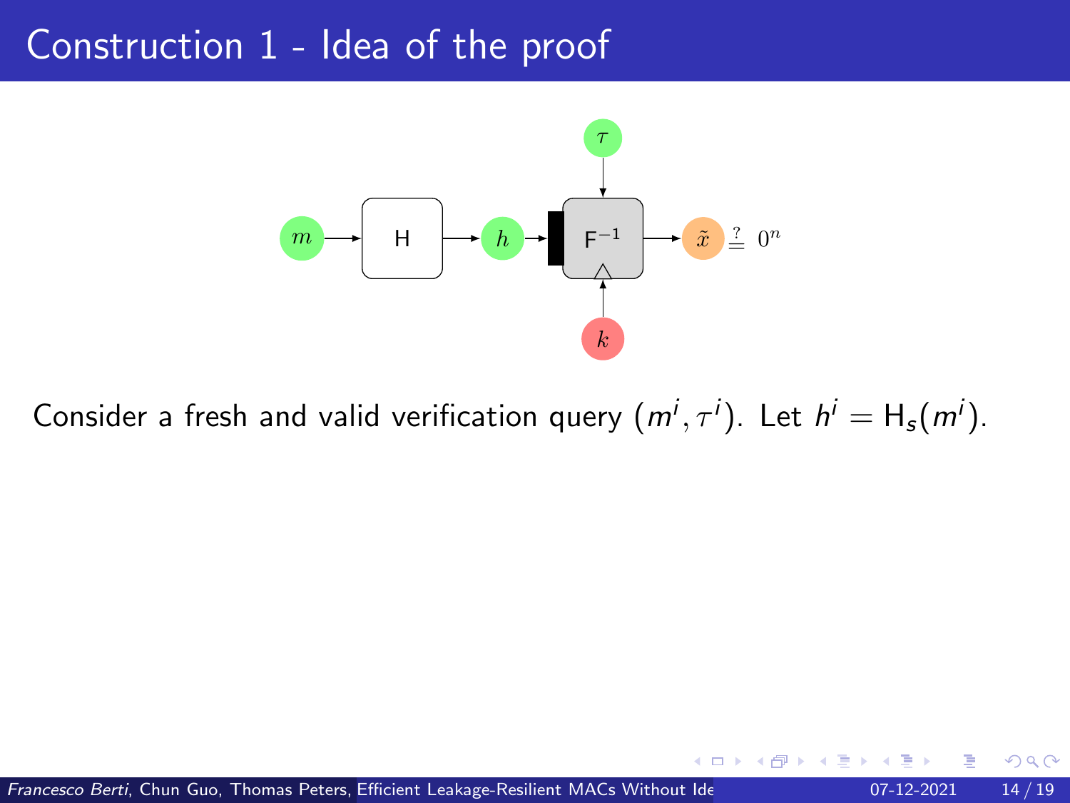# Construction 1 - Idea of the proof

Consider a fresh and valid verification query $(m^i, \tau^i)$. Let $h^i = \mathsf{H}_s(m^i)$.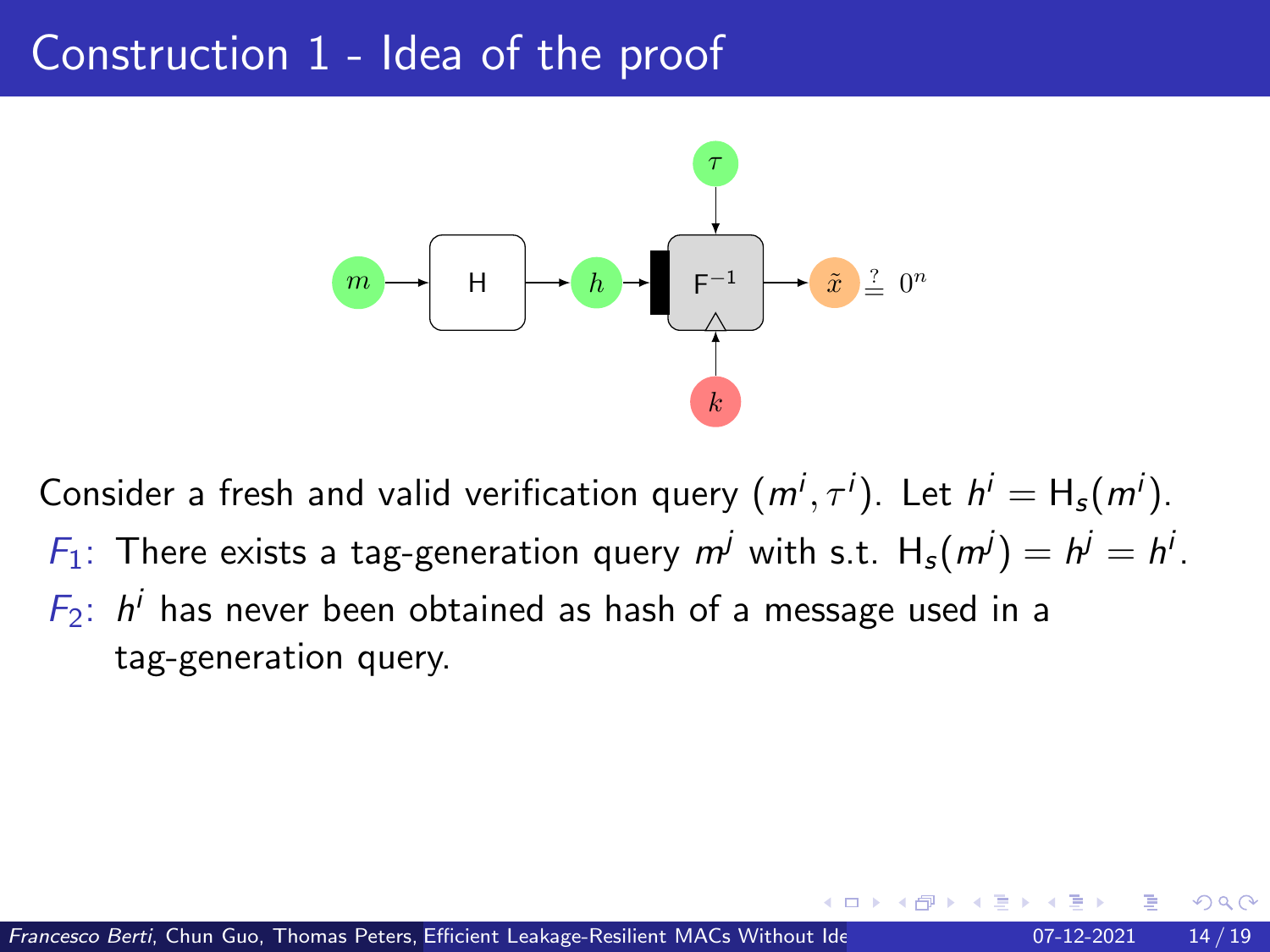# Construction 1 - Idea of the proof

Consider a fresh and valid verification query $(m^i, \tau^i)$. Let $h^i = \mathsf{H}_s(m^i)$.

$F_1$: There exists a tag-generation query $m^j$ with s.t. $\mathsf{H}_s(m^j) = h^j = h^i$.

$F_2$: $h^i$ has never been obtained as hash of a message used in a tag-generation query.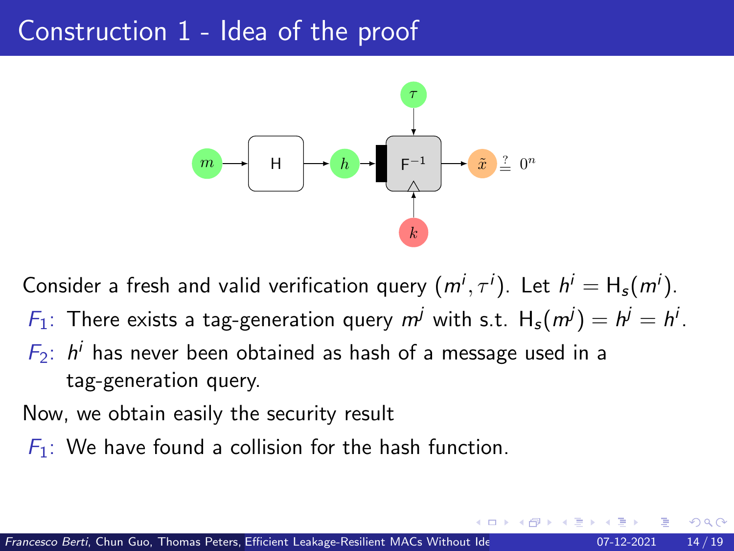# Construction 1 - Idea of the proof

Consider a fresh and valid verification query $(m^i, \tau^i)$. Let $h^i = \mathsf{H}_s(m^i)$.

- $F_1$: There exists a tag-generation query $m^j$ with s.t. $\mathsf{H}_s(m^j) = h^j = h^i$.
- $F_2$: $h^i$ has never been obtained as hash of a message used in a tag-generation query.

Now, we obtain easily the security result

- $F_1$: We have found a collision for the hash function.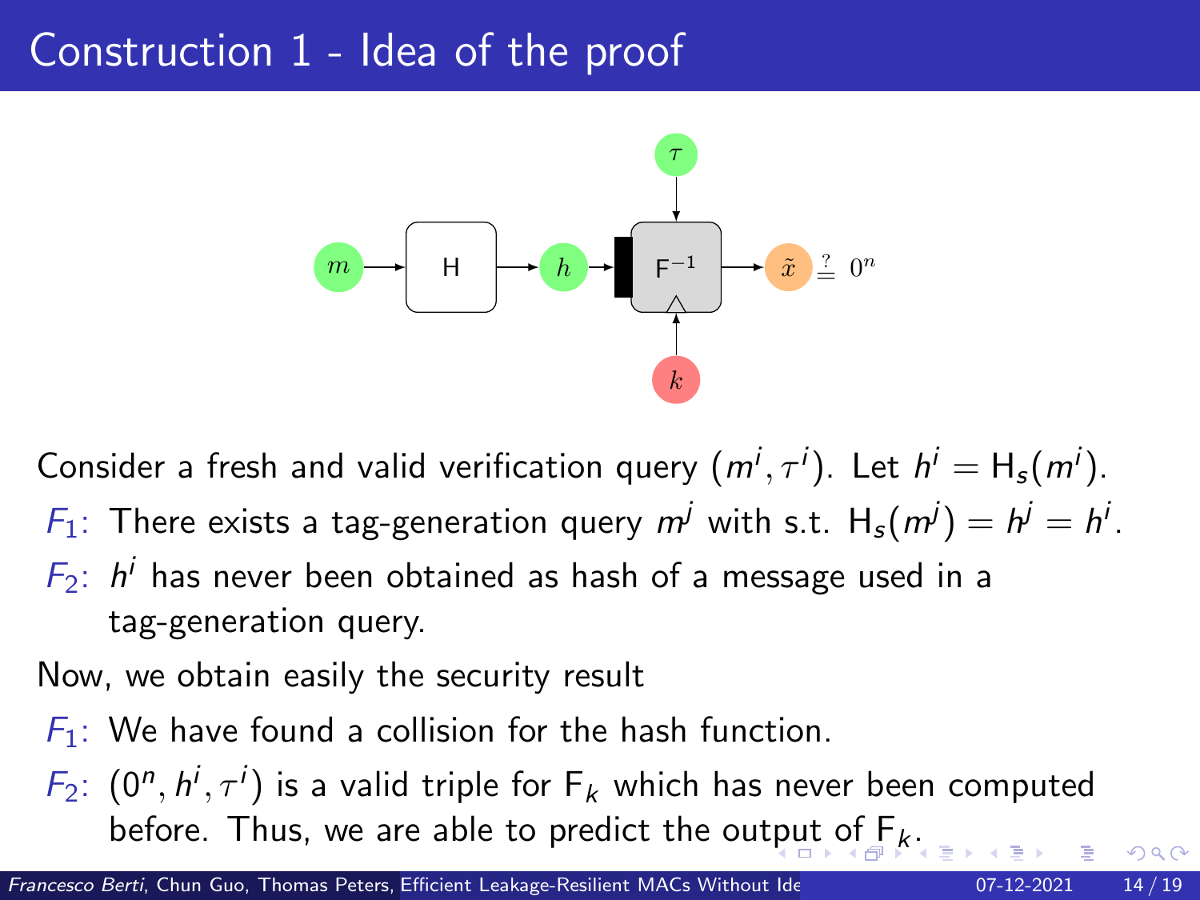# Construction 1 - Idea of the proof

Consider a fresh and valid verification query $(m^i, \tau^i)$. Let $h^i = \mathsf{H}_s(m^i)$.

- $F_1$: There exists a tag-generation query $m^j$ with s.t. $\mathsf{H}_s(m^j) = h^j = h^i$.
- $F_2$: $h^i$ has never been obtained as hash of a message used in a tag-generation query.

Now, we obtain easily the security result

- $F_1$: We have found a collision for the hash function.
- $F_2$: $(0^n, h^i, \tau^i)$ is a valid triple for $\mathsf{F}_k$ which has never been computed before. Thus, we are able to predict the output of $\mathsf{F}_k$.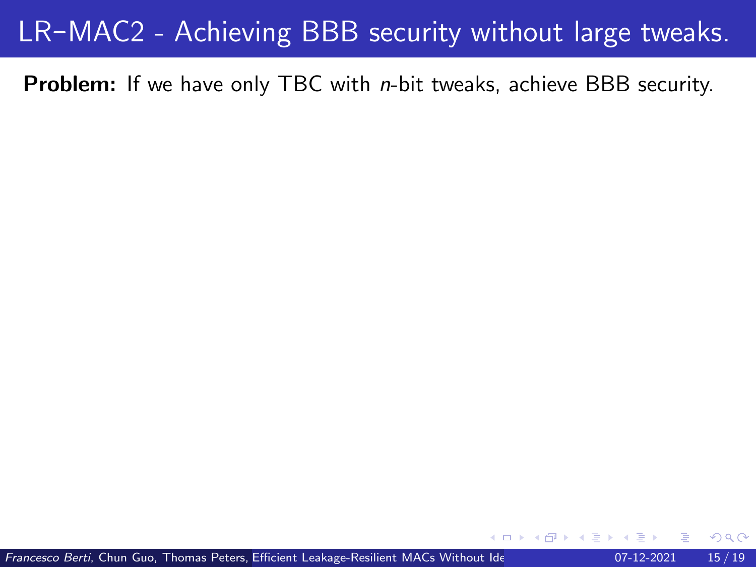# LR–MAC2 - Achieving BBB security without large tweaks.

**Problem:** If we have only TBC with $n$-bit tweaks, achieve BBB security.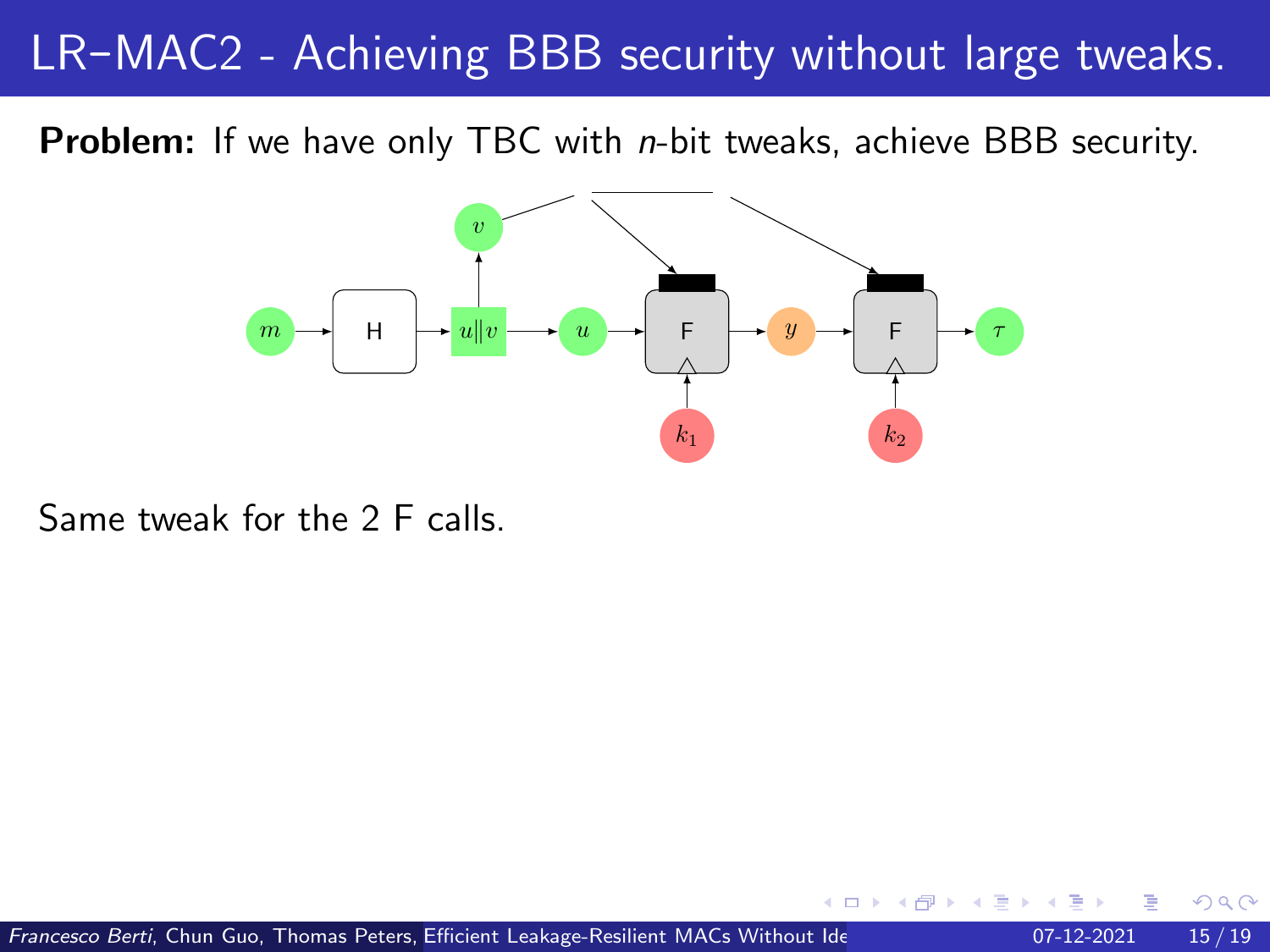# LR–MAC2 - Achieving BBB security without large tweaks.

**Problem:** If we have only TBC with *n*-bit tweaks, achieve BBB security.

Same tweak for the 2 F calls.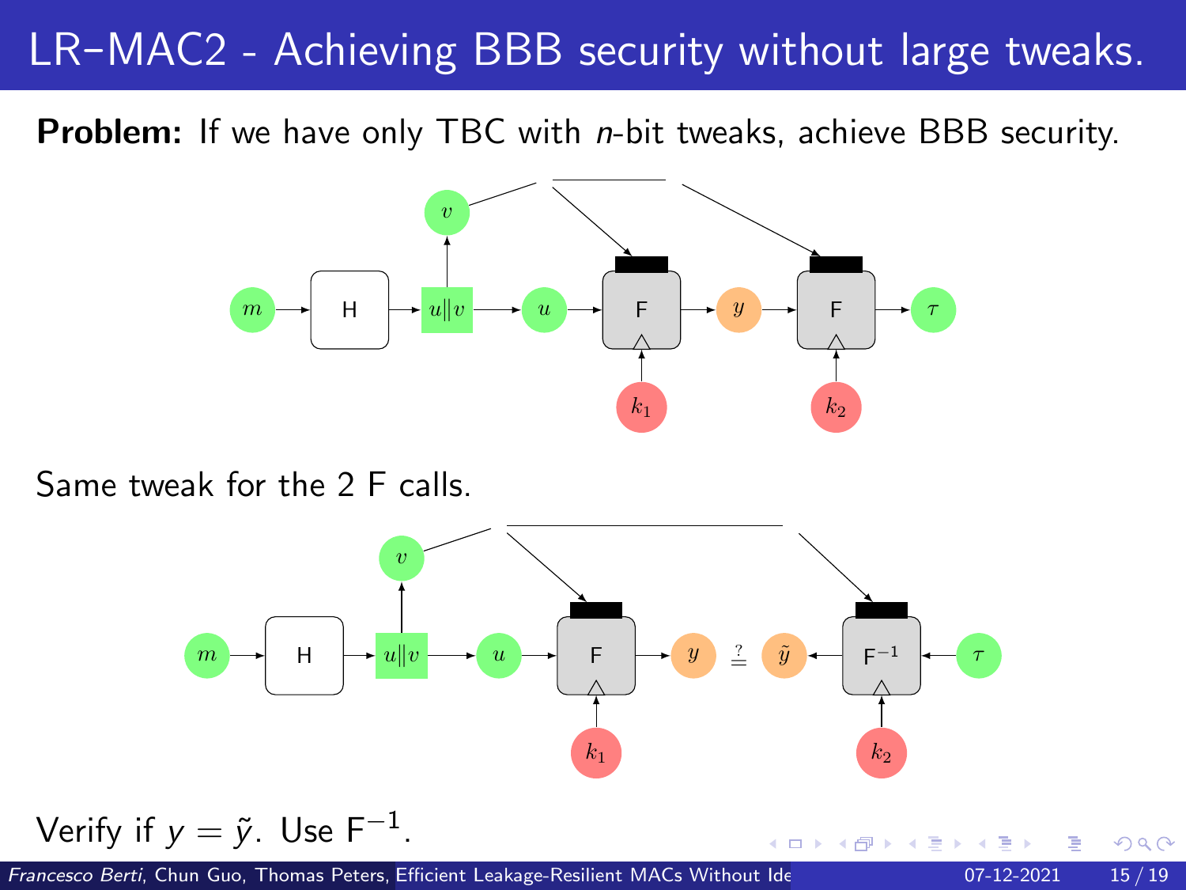# LR–MAC2 - Achieving BBB security without large tweaks.

**Problem:** If we have only TBC with *n*-bit tweaks, achieve BBB security.

Same tweak for the 2 F calls.

Verify if $y = \tilde{y}$. Use $\mathsf{F}^{-1}$.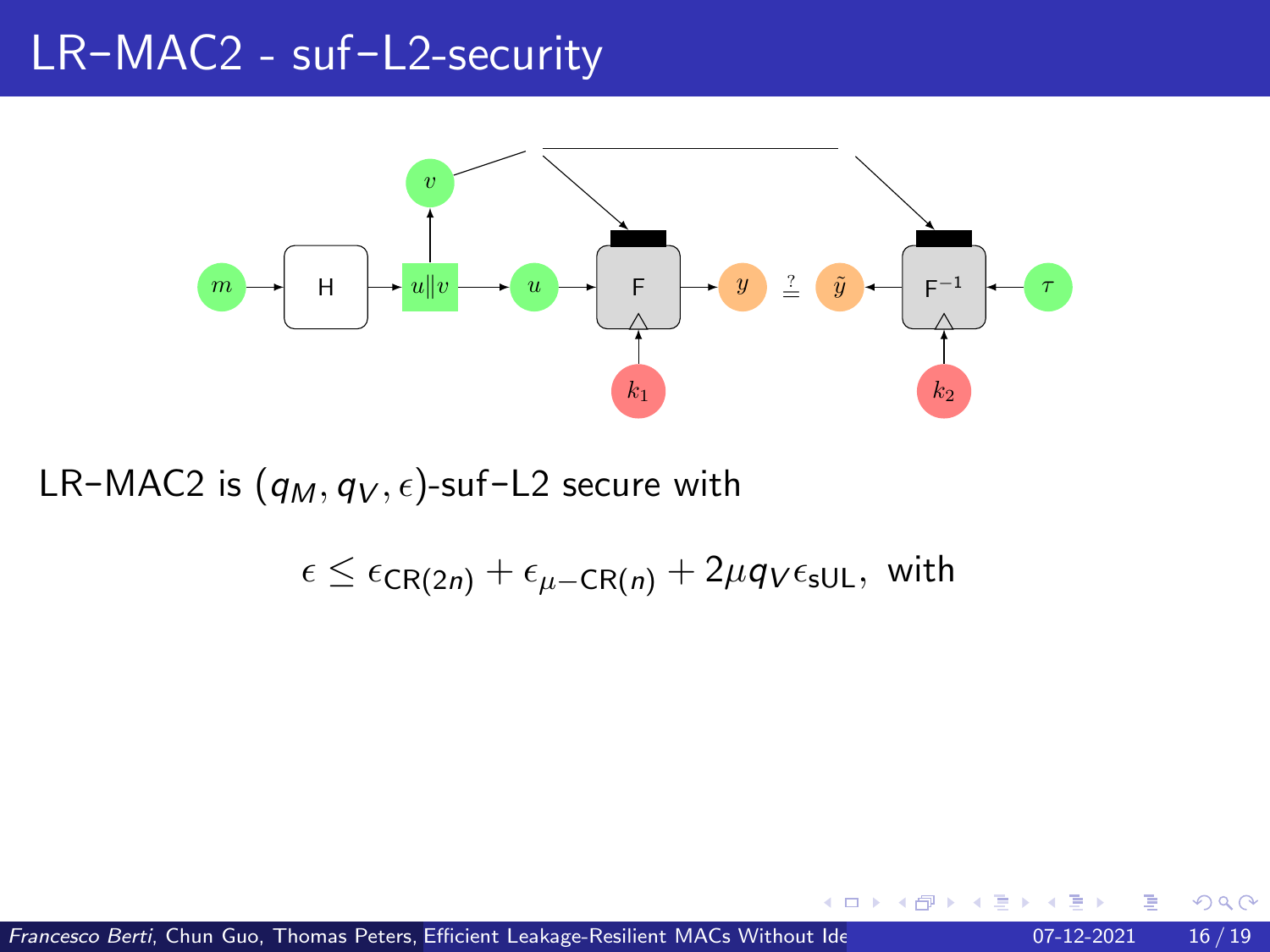# LR–MAC2 - suf–L2-security

LR–MAC2 is $(q_M, q_V, \epsilon)$-suf–L2 secure with

$$\epsilon \leq \epsilon_{\mathsf{CR}(2n)} + \epsilon_{\mu-\mathsf{CR}(n)} + 2\mu q_V \epsilon_{\mathsf{sUL}}, \text{ with}$$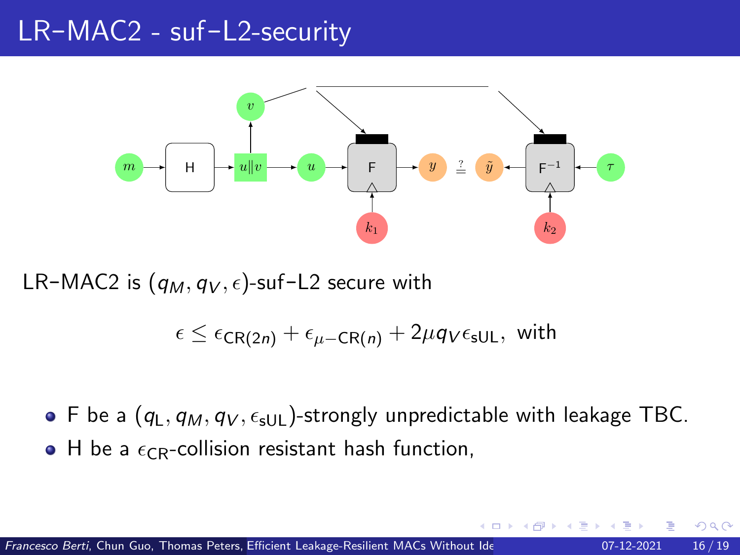# LR–MAC2 - suf–L2-security

LR–MAC2 is $(q_M, q_V, \epsilon)$-suf–L2 secure with

$$\epsilon \leq \epsilon_{\mathsf{CR}(2n)} + \epsilon_{\mu-\mathsf{CR}(n)} + 2\mu q_V \epsilon_{\mathsf{sUL}}, \text{ with}$$

- F be a $(q_{\mathsf{L}}, q_M, q_V, \epsilon_{\mathsf{sUL}})$-strongly unpredictable with leakage TBC.
- H be a $\epsilon_{\mathsf{CR}}$-collision resistant hash function,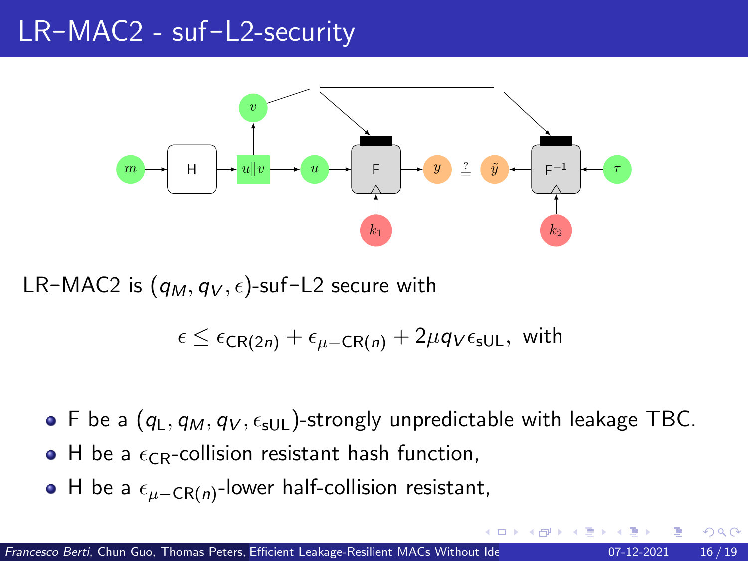# LR–MAC2 - suf–L2-security

LR–MAC2 is $(q_M, q_V, \epsilon)$-suf–L2 secure with

$$\epsilon \leq \epsilon_{\mathsf{CR}(2n)} + \epsilon_{\mu-\mathsf{CR}(n)} + 2\mu q_V \epsilon_{\mathsf{sUL}}, \text{ with}$$

- F be a $(q_\mathsf{L}, q_M, q_V, \epsilon_{\mathsf{sUL}})$-strongly unpredictable with leakage TBC.
- H be a $\epsilon_{\mathsf{CR}}$-collision resistant hash function,
- H be a $\epsilon_{\mu-\mathsf{CR}(n)}$-lower half-collision resistant,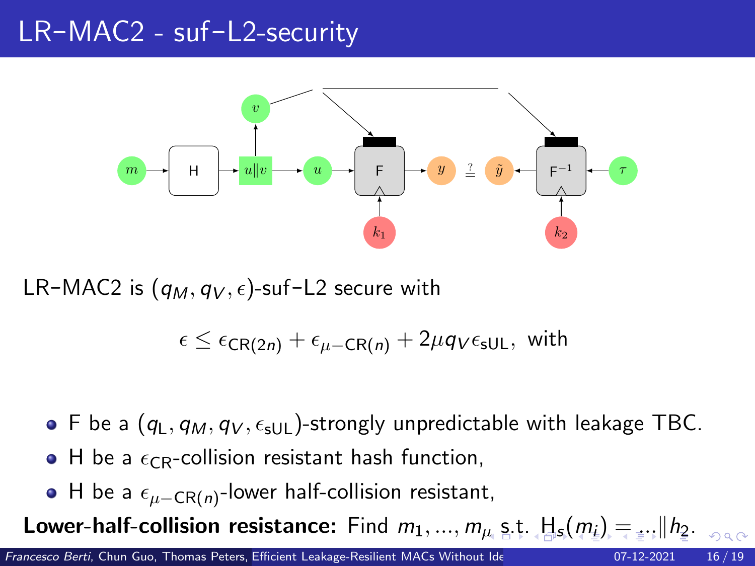# LR–MAC2 - suf–L2-security

LR–MAC2 is $(q_M, q_V, \epsilon)$-suf–L2 secure with

$$\epsilon \leq \epsilon_{\mathsf{CR}(2n)} + \epsilon_{\mu-\mathsf{CR}(n)} + 2\mu q_V \epsilon_{\mathsf{sUL}}, \text{ with}$$

- F be a $(q_{\mathsf{L}}, q_M, q_V, \epsilon_{\mathsf{sUL}})$-strongly unpredictable with leakage TBC.
- H be a $\epsilon_{\mathsf{CR}}$-collision resistant hash function,
- H be a $\epsilon_{\mu-\mathsf{CR}(n)}$-lower half-collision resistant,

**Lower-half-collision resistance:** Find $m_1, ..., m_\mu$ s.t. $\mathsf{H}_s(m_i) = ...\|h_2$.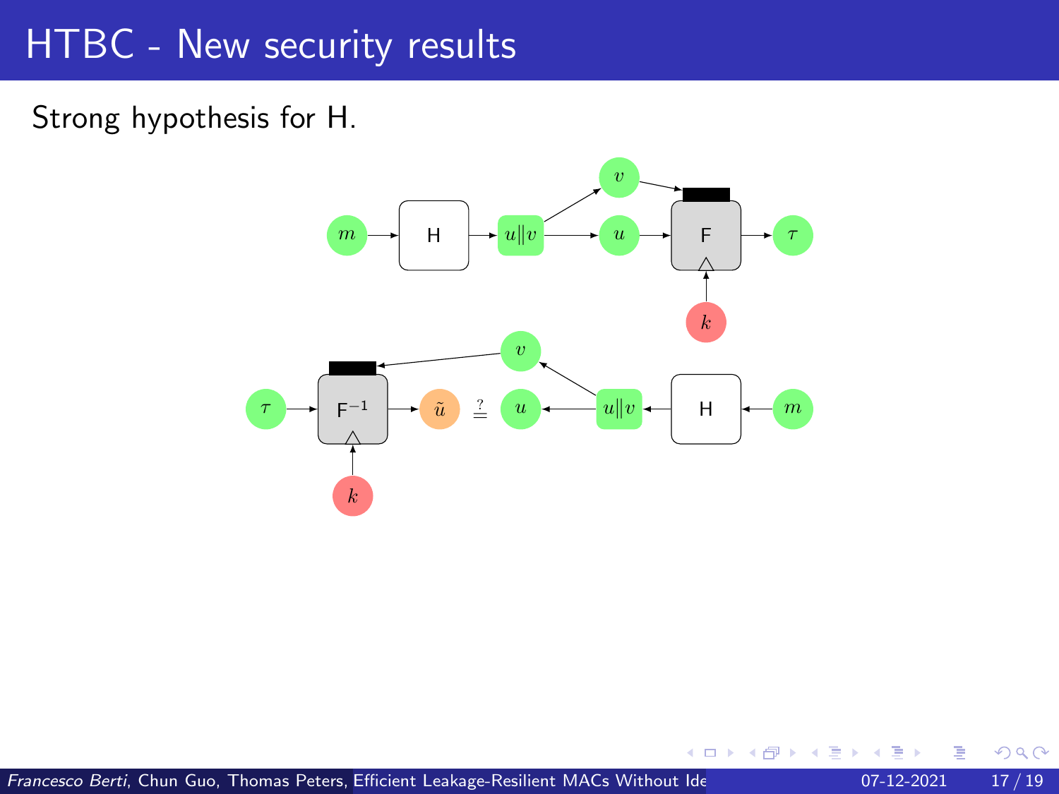# HTBC - New security results

Strong hypothesis for H.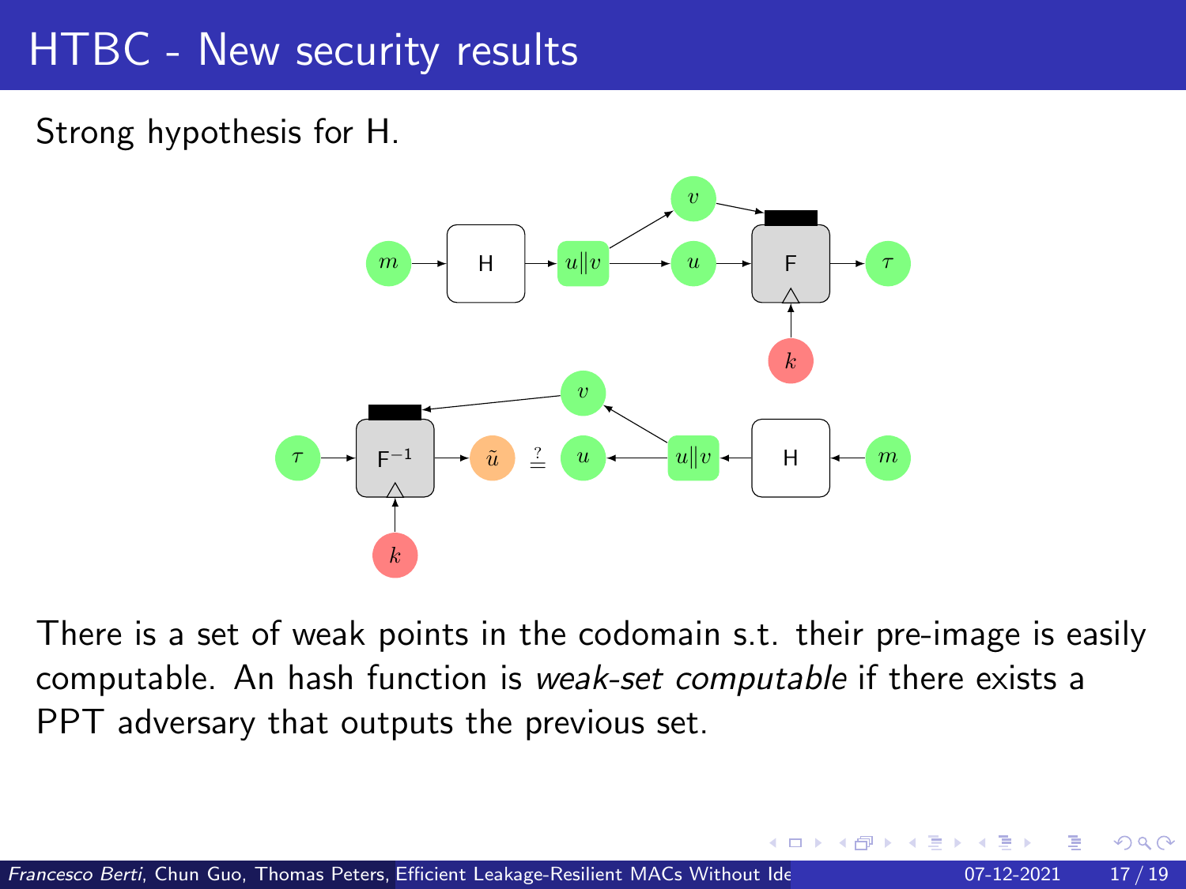# HTBC - New security results

Strong hypothesis for H.

There is a set of weak points in the codomain s.t. their pre-image is easily computable. An hash function is *weak-set computable* if there exists a PPT adversary that outputs the previous set.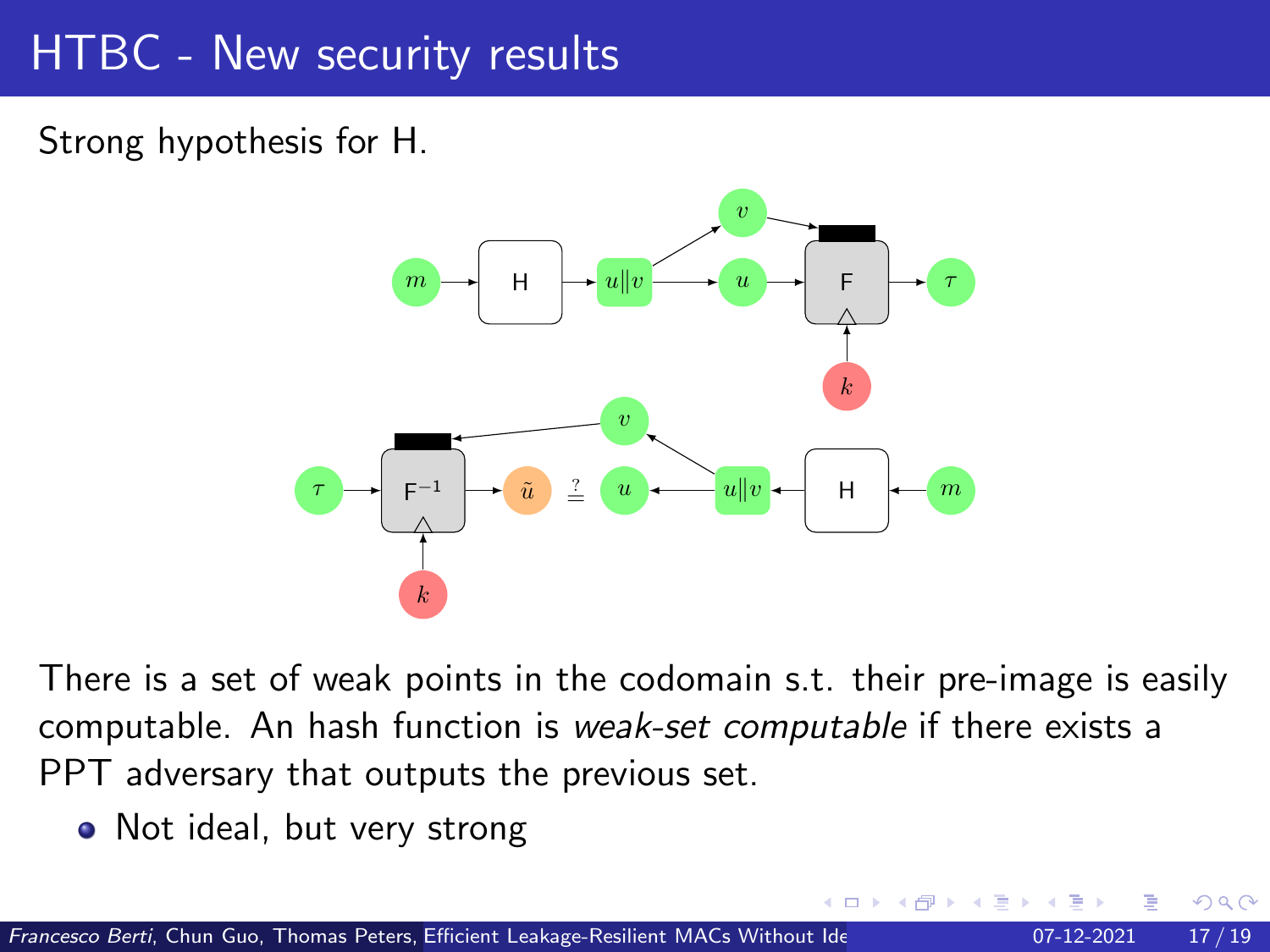# HTBC - New security results

Strong hypothesis for H.

There is a set of weak points in the codomain s.t. their pre-image is easily computable. An hash function is *weak-set computable* if there exists a PPT adversary that outputs the previous set.

- Not ideal, but very strong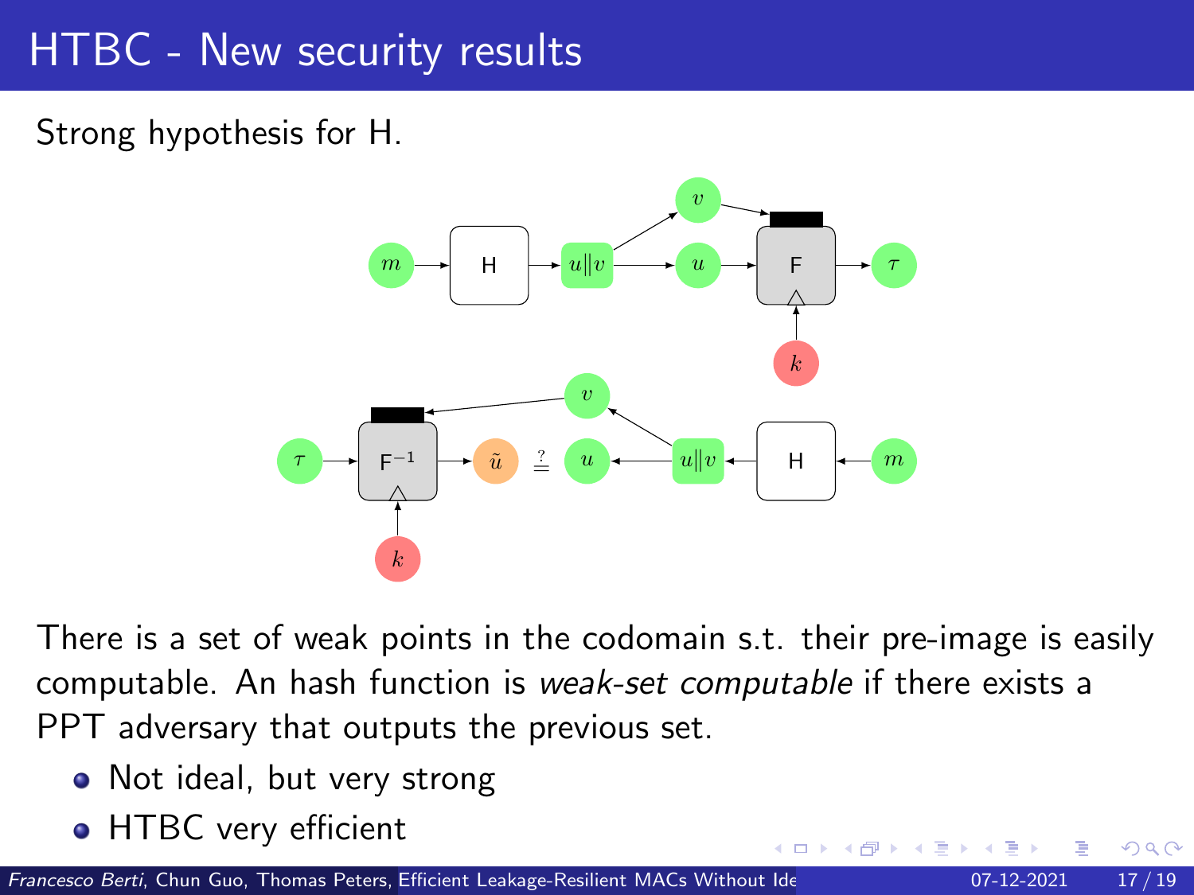# HTBC - New security results

Strong hypothesis for H.

There is a set of weak points in the codomain s.t. their pre-image is easily computable. An hash function is *weak-set computable* if there exists a PPT adversary that outputs the previous set.

- Not ideal, but very strong
- HTBC very efficient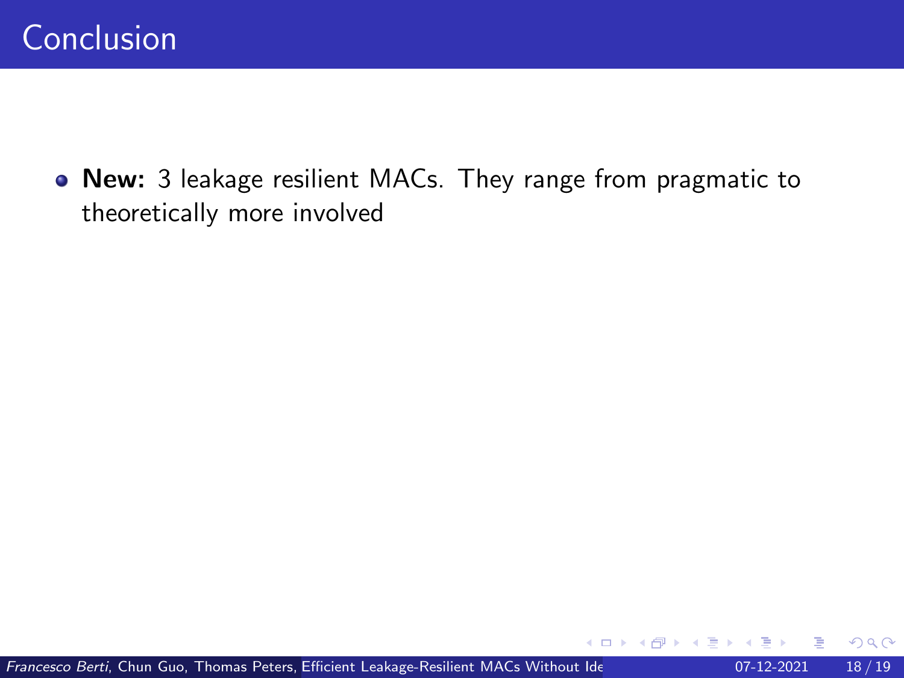# Conclusion

- **New:** 3 leakage resilient MACs. They range from pragmatic to theoretically more involved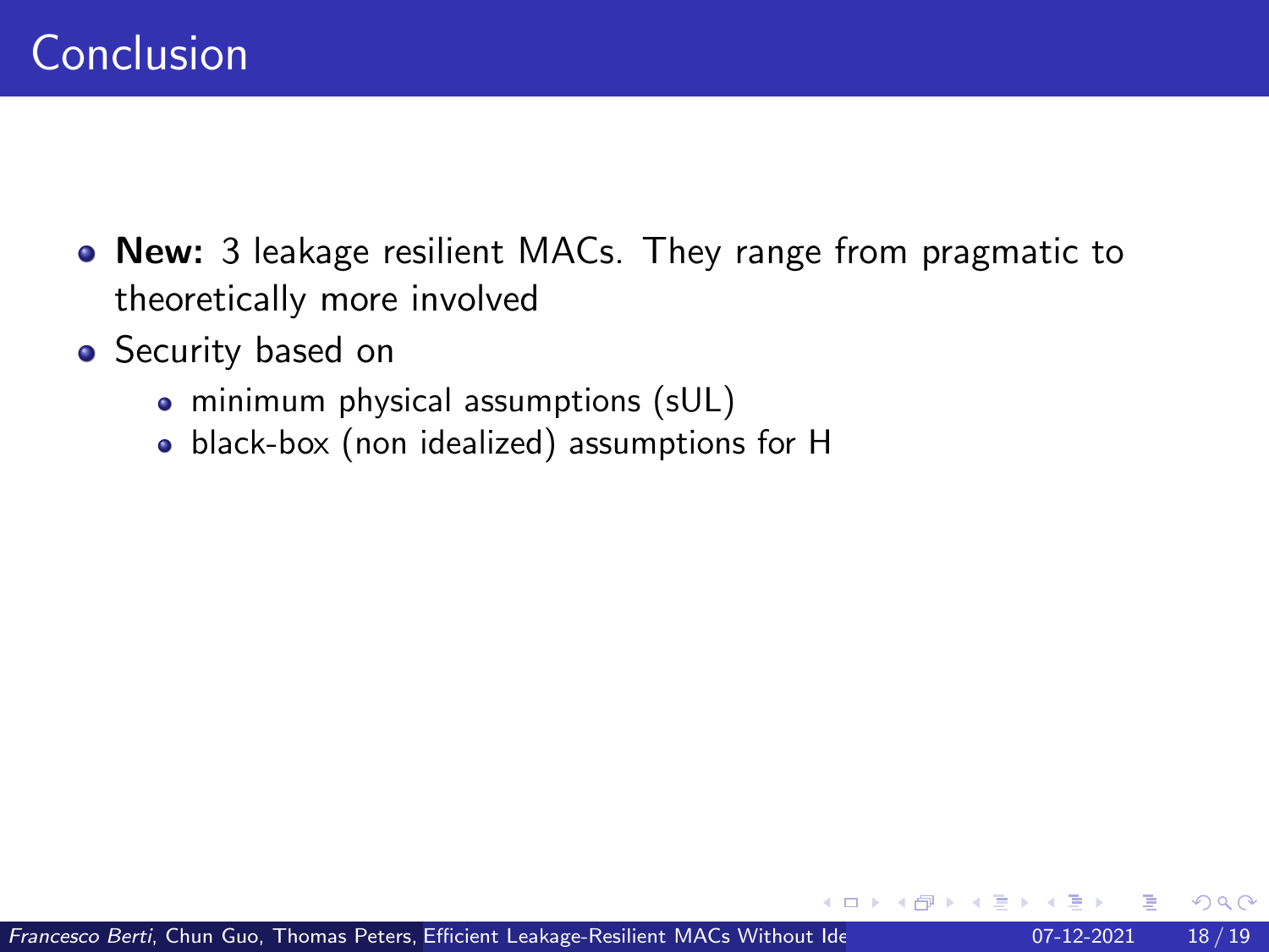# Conclusion

- **New:** 3 leakage resilient MACs. They range from pragmatic to theoretically more involved
- Security based on
  - minimum physical assumptions (sUL)
  - black-box (non idealized) assumptions for H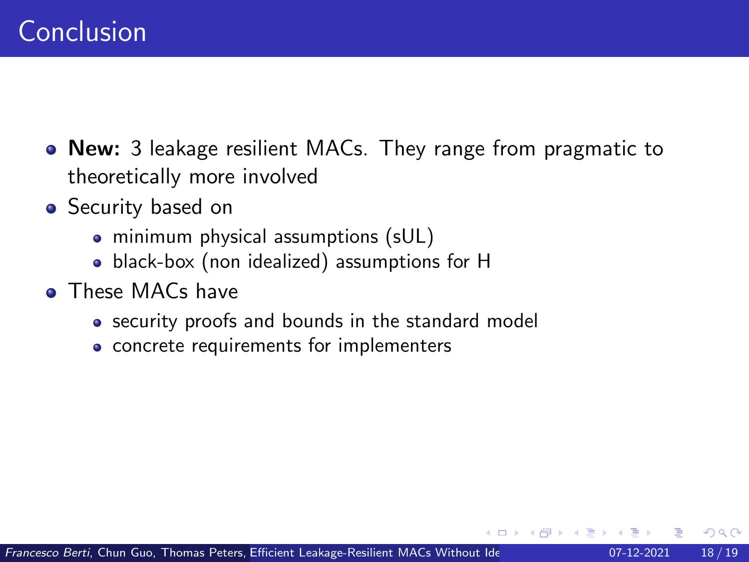# Conclusion

- **New:** 3 leakage resilient MACs. They range from pragmatic to theoretically more involved
- Security based on
  - minimum physical assumptions (sUL)
  - black-box (non idealized) assumptions for H
- These MACs have
  - security proofs and bounds in the standard model
  - concrete requirements for implementers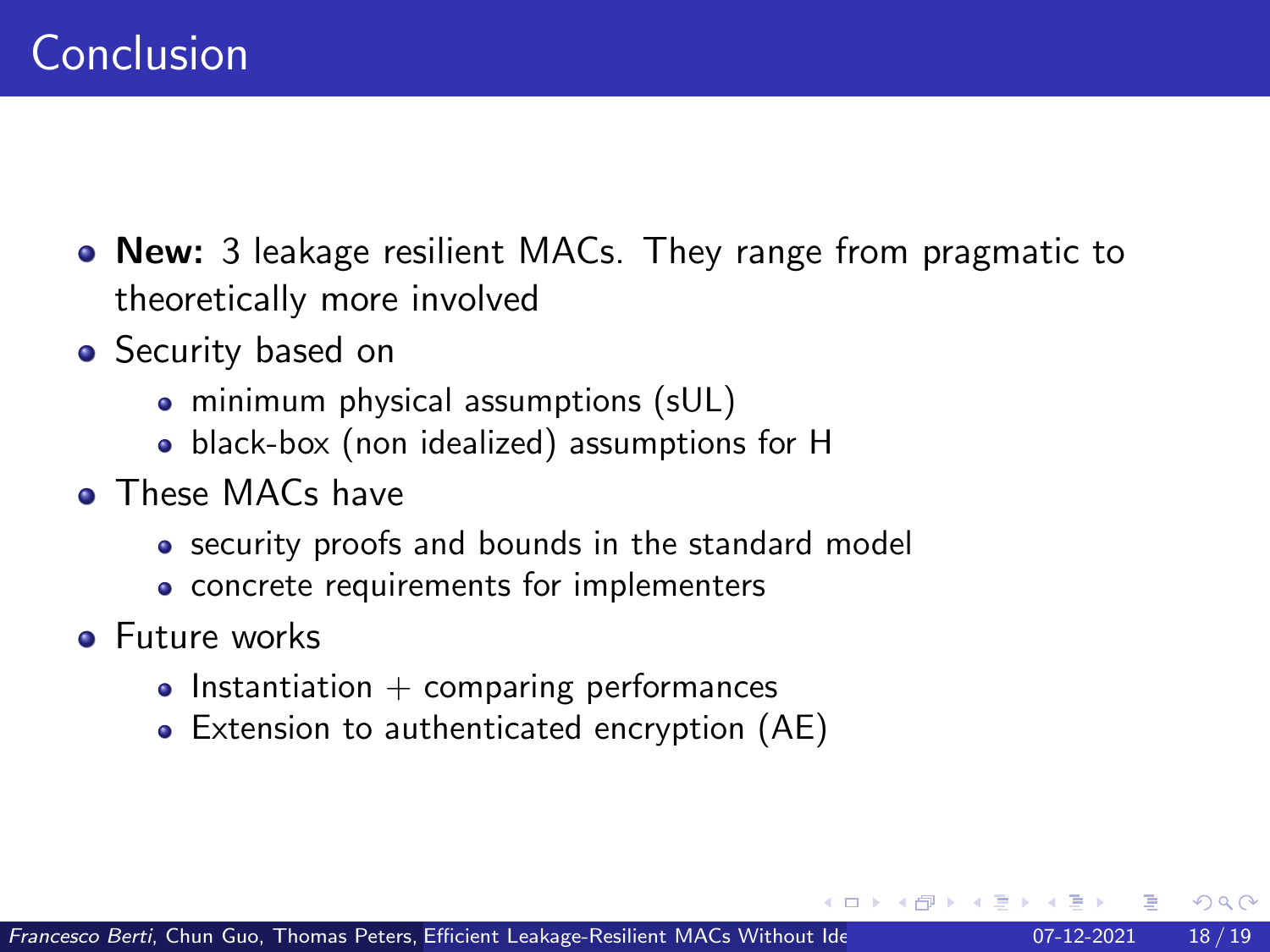# Conclusion

- **New:** 3 leakage resilient MACs. They range from pragmatic to theoretically more involved
- Security based on
  - minimum physical assumptions (sUL)
  - black-box (non idealized) assumptions for H
- These MACs have
  - security proofs and bounds in the standard model
  - concrete requirements for implementers
- Future works
  - Instantiation + comparing performances
  - Extension to authenticated encryption (AE)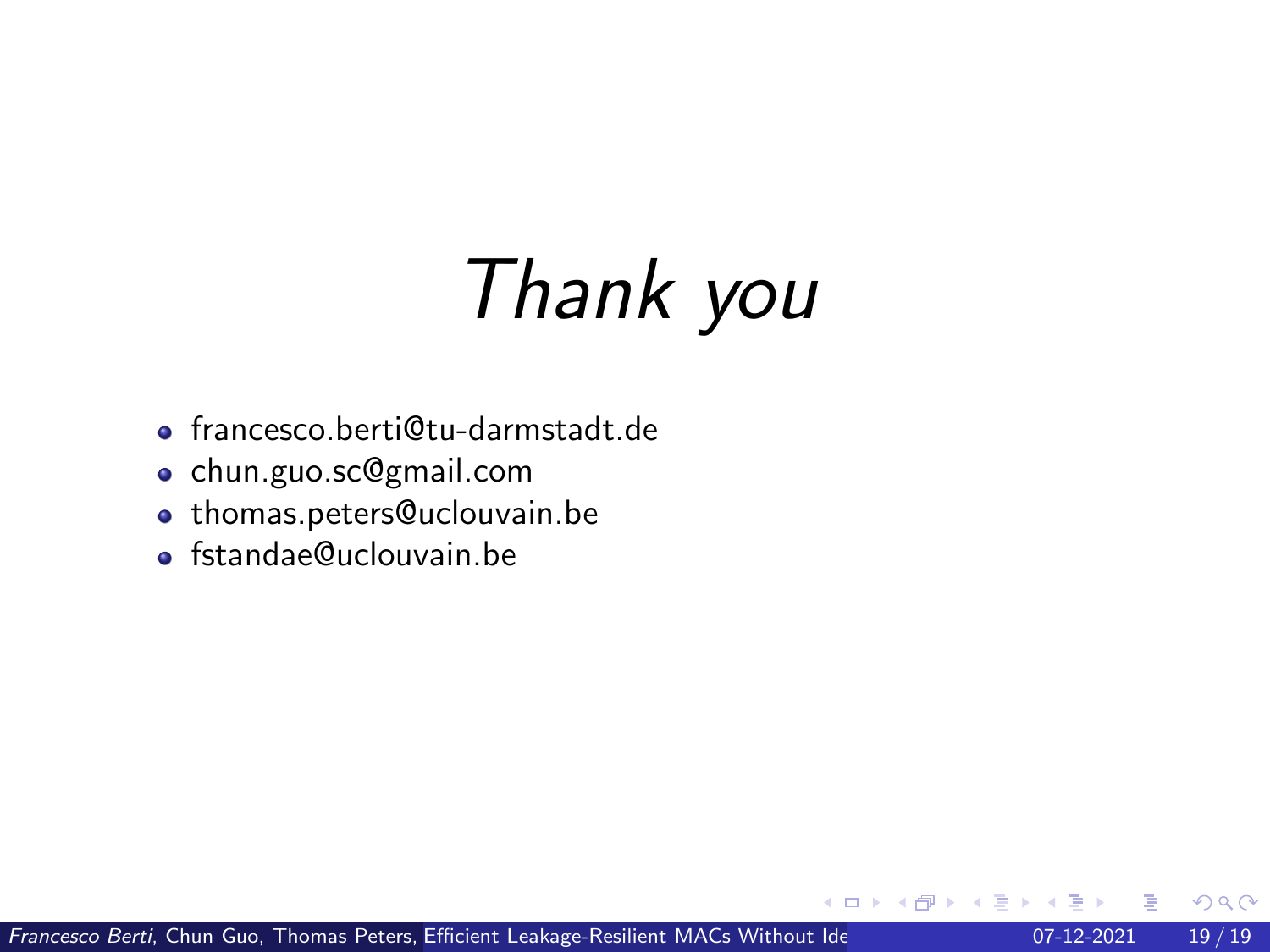# *Thank you*

- francesco.berti@tu-darmstadt.de
- chun.guo.sc@gmail.com
- thomas.peters@uclouvain.be
- fstandae@uclouvain.be